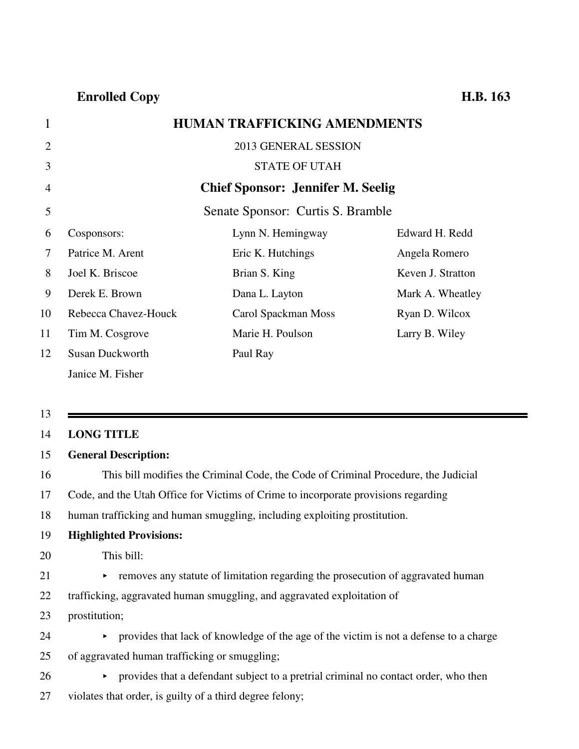**Enrolled Copy** **H.B. 163**

# HUMAN TRAFFICKING AMENDMENTS

2013 GENERAL SESSION

STATE OF UTAH

**Chief Sponsor: Jennifer M. Seelig**

Senate Sponsor: Curtis S. Bramble

| Cosponsors: | Lynn N. Hemingway | Edward H. Redd |
|---|---|---|
| Patrice M. Arent | Eric K. Hutchings | Angela Romero |
| Joel K. Briscoe | Brian S. King | Keven J. Stratton |
| Derek E. Brown | Dana L. Layton | Mark A. Wheatley |
| Rebecca Chavez-Houck | Carol Spackman Moss | Ryan D. Wilcox |
| Tim M. Cosgrove | Marie H. Poulson | Larry B. Wiley |
| Susan Duckworth | Paul Ray | |
| Janice M. Fisher | | |

---

**LONG TITLE**

**General Description:**

This bill modifies the Criminal Code, the Code of Criminal Procedure, the Judicial Code, and the Utah Office for Victims of Crime to incorporate provisions regarding human trafficking and human smuggling, including exploiting prostitution.

**Highlighted Provisions:**

This bill:

- removes any statute of limitation regarding the prosecution of aggravated human trafficking, aggravated human smuggling, and aggravated exploitation of prostitution;
- provides that lack of knowledge of the age of the victim is not a defense to a charge of aggravated human trafficking or smuggling;
- provides that a defendant subject to a pretrial criminal no contact order, who then violates that order, is guilty of a third degree felony;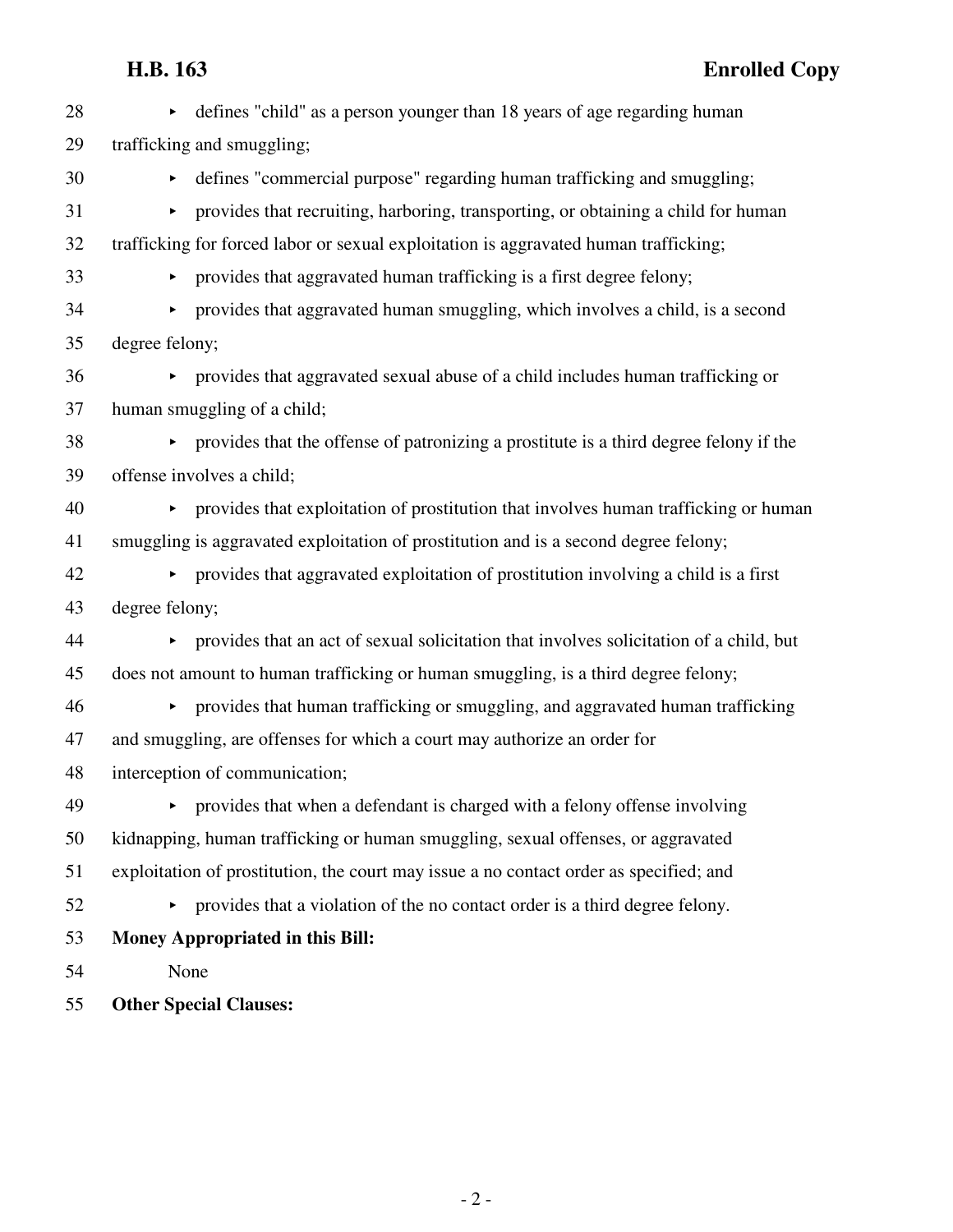- defines "child" as a person younger than 18 years of age regarding human trafficking and smuggling;
- defines "commercial purpose" regarding human trafficking and smuggling;
- provides that recruiting, harboring, transporting, or obtaining a child for human trafficking for forced labor or sexual exploitation is aggravated human trafficking;
- provides that aggravated human trafficking is a first degree felony;
- provides that aggravated human smuggling, which involves a child, is a second degree felony;
- provides that aggravated sexual abuse of a child includes human trafficking or human smuggling of a child;
- provides that the offense of patronizing a prostitute is a third degree felony if the offense involves a child;
- provides that exploitation of prostitution that involves human trafficking or human smuggling is aggravated exploitation of prostitution and is a second degree felony;
- provides that aggravated exploitation of prostitution involving a child is a first degree felony;
- provides that an act of sexual solicitation that involves solicitation of a child, but does not amount to human trafficking or human smuggling, is a third degree felony;
- provides that human trafficking or smuggling, and aggravated human trafficking and smuggling, are offenses for which a court may authorize an order for interception of communication;
- provides that when a defendant is charged with a felony offense involving kidnapping, human trafficking or human smuggling, sexual offenses, or aggravated exploitation of prostitution, the court may issue a no contact order as specified; and
- provides that a violation of the no contact order is a third degree felony.

**Money Appropriated in this Bill:**

None

**Other Special Clauses:**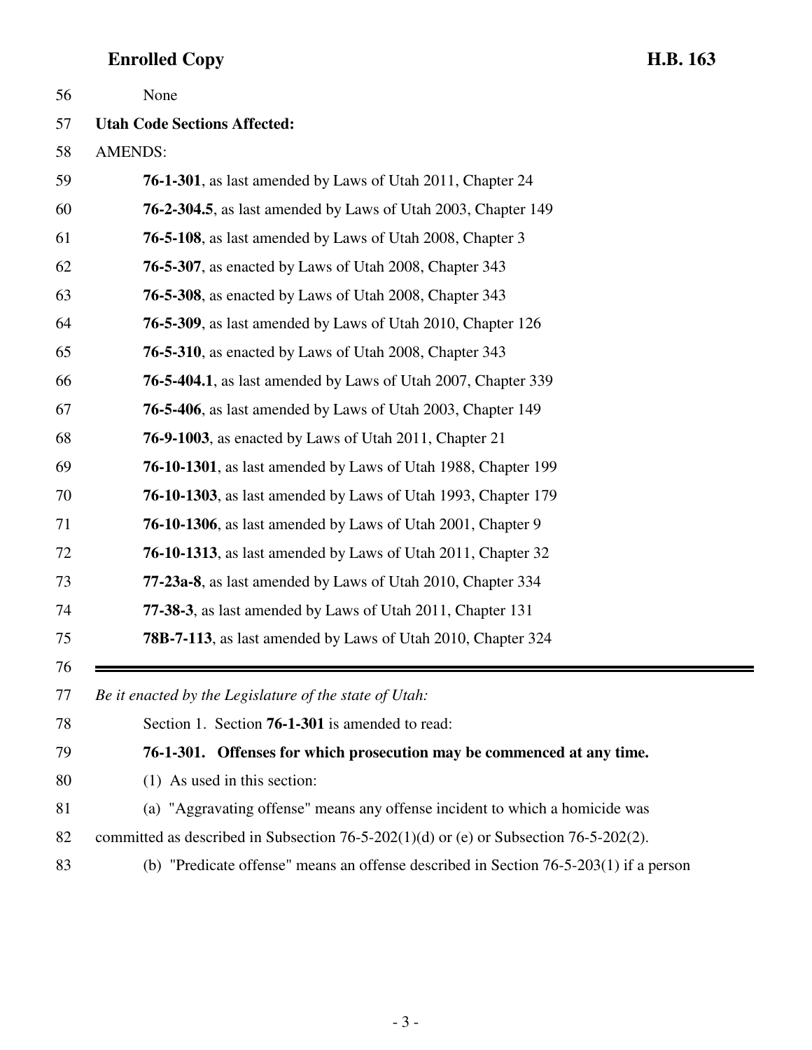None

**Utah Code Sections Affected:**

AMENDS:

**76-1-301**, as last amended by Laws of Utah 2011, Chapter 24

**76-2-304.5**, as last amended by Laws of Utah 2003, Chapter 149

**76-5-108**, as last amended by Laws of Utah 2008, Chapter 3

**76-5-307**, as enacted by Laws of Utah 2008, Chapter 343

**76-5-308**, as enacted by Laws of Utah 2008, Chapter 343

**76-5-309**, as last amended by Laws of Utah 2010, Chapter 126

**76-5-310**, as enacted by Laws of Utah 2008, Chapter 343

**76-5-404.1**, as last amended by Laws of Utah 2007, Chapter 339

**76-5-406**, as last amended by Laws of Utah 2003, Chapter 149

**76-9-1003**, as enacted by Laws of Utah 2011, Chapter 21

**76-10-1301**, as last amended by Laws of Utah 1988, Chapter 199

**76-10-1303**, as last amended by Laws of Utah 1993, Chapter 179

**76-10-1306**, as last amended by Laws of Utah 2001, Chapter 9

**76-10-1313**, as last amended by Laws of Utah 2011, Chapter 32

**77-23a-8**, as last amended by Laws of Utah 2010, Chapter 334

**77-38-3**, as last amended by Laws of Utah 2011, Chapter 131

**78B-7-113**, as last amended by Laws of Utah 2010, Chapter 324

---

*Be it enacted by the Legislature of the state of Utah:*

Section 1. Section **76-1-301** is amended to read:

**76-1-301. Offenses for which prosecution may be commenced at any time.**

(1) As used in this section:

(a) "Aggravating offense" means any offense incident to which a homicide was committed as described in Subsection 76-5-202(1)(d) or (e) or Subsection 76-5-202(2).

(b) "Predicate offense" means an offense described in Section 76-5-203(1) if a person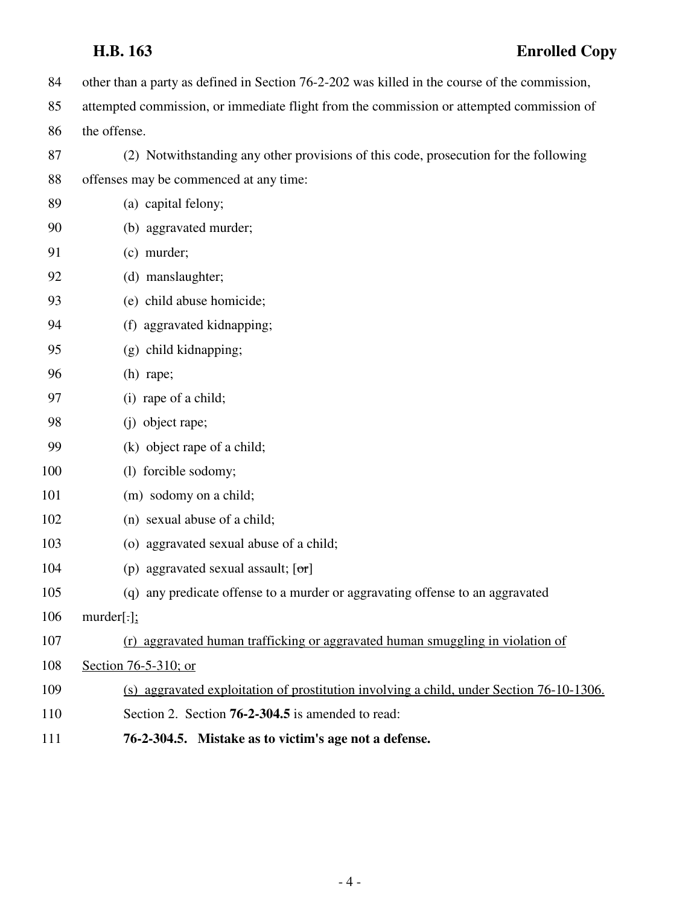84 other than a party as defined in Section 76-2-202 was killed in the course of the commission,

85 attempted commission, or immediate flight from the commission or attempted commission of

86 the offense.

87 (2) Notwithstanding any other provisions of this code, prosecution for the following

88 offenses may be commenced at any time:

89 (a) capital felony;

90 (b) aggravated murder;

91 (c) murder;

92 (d) manslaughter;

93 (e) child abuse homicide;

94 (f) aggravated kidnapping;

95 (g) child kidnapping;

96 (h) rape;

97 (i) rape of a child;

98 (j) object rape;

99 (k) object rape of a child;

100 (l) forcible sodomy;

101 (m) sodomy on a child;

102 (n) sexual abuse of a child;

103 (o) aggravated sexual abuse of a child;

104 (p) aggravated sexual assault; [~~or~~]

105 (q) any predicate offense to a murder or aggravating offense to an aggravated

106 murder[.]<u>;</u>

107 <u>(r) aggravated human trafficking or aggravated human smuggling in violation of</u>

108 <u>Section 76-5-310; or</u>

109 <u>(s) aggravated exploitation of prostitution involving a child, under Section 76-10-1306.</u>

110 Section 2. Section **76-2-304.5** is amended to read:

111 **76-2-304.5. Mistake as to victim's age not a defense.**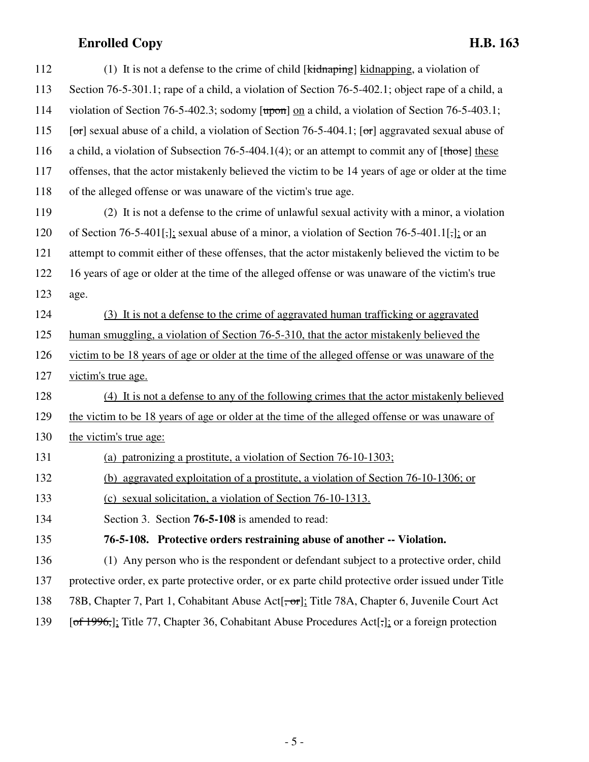112 (1) It is not a defense to the crime of child [~~kidnaping~~] <u>kidnapping</u>, a violation of
113 Section 76-5-301.1; rape of a child, a violation of Section 76-5-402.1; object rape of a child, a
114 violation of Section 76-5-402.3; sodomy [~~upon~~] <u>on</u> a child, a violation of Section 76-5-403.1;
115 [~~or~~] sexual abuse of a child, a violation of Section 76-5-404.1; [~~or~~] aggravated sexual abuse of
116 a child, a violation of Subsection 76-5-404.1(4); or an attempt to commit any of [~~those~~] <u>these</u>
117 offenses, that the actor mistakenly believed the victim to be 14 years of age or older at the time
118 of the alleged offense or was unaware of the victim's true age.

119 (2) It is not a defense to the crime of unlawful sexual activity with a minor, a violation
120 of Section 76-5-401[~~,~~]<u>;</u> sexual abuse of a minor, a violation of Section 76-5-401.1[~~,~~]<u>;</u> or an
121 attempt to commit either of these offenses, that the actor mistakenly believed the victim to be
122 16 years of age or older at the time of the alleged offense or was unaware of the victim's true
123 age.

124 <u>(3) It is not a defense to the crime of aggravated human trafficking or aggravated</u>
125 <u>human smuggling, a violation of Section 76-5-310, that the actor mistakenly believed the</u>
126 <u>victim to be 18 years of age or older at the time of the alleged offense or was unaware of the</u>
127 <u>victim's true age.</u>

128 <u>(4) It is not a defense to any of the following crimes that the actor mistakenly believed</u>
129 <u>the victim to be 18 years of age or older at the time of the alleged offense or was unaware of</u>
130 <u>the victim's true age:</u>

131 <u>(a) patronizing a prostitute, a violation of Section 76-10-1303;</u>

132 <u>(b) aggravated exploitation of a prostitute, a violation of Section 76-10-1306; or</u>

133 <u>(c) sexual solicitation, a violation of Section 76-10-1313.</u>

134 Section 3. Section **76-5-108** is amended to read:

135 **76-5-108. Protective orders restraining abuse of another -- Violation.**

136 (1) Any person who is the respondent or defendant subject to a protective order, child
137 protective order, ex parte protective order, or ex parte child protective order issued under Title
138 78B, Chapter 7, Part 1, Cohabitant Abuse Act[~~, or~~]<u>;</u> Title 78A, Chapter 6, Juvenile Court Act
139 [~~of 1996,~~]<u>;</u> Title 77, Chapter 36, Cohabitant Abuse Procedures Act[~~,~~]<u>;</u> or a foreign protection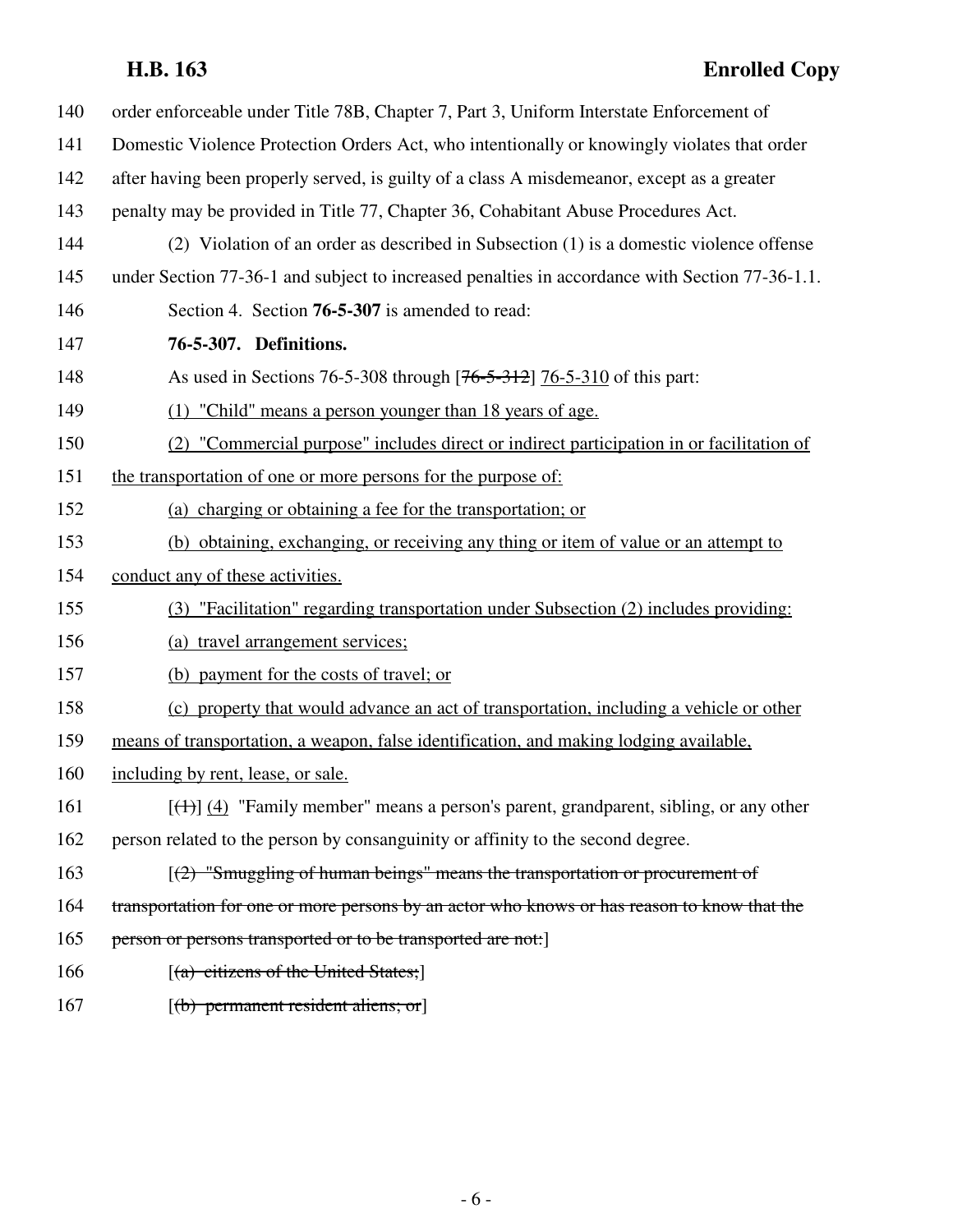140 order enforceable under Title 78B, Chapter 7, Part 3, Uniform Interstate Enforcement of
141 Domestic Violence Protection Orders Act, who intentionally or knowingly violates that order
142 after having been properly served, is guilty of a class A misdemeanor, except as a greater
143 penalty may be provided in Title 77, Chapter 36, Cohabitant Abuse Procedures Act.

144 (2) Violation of an order as described in Subsection (1) is a domestic violence offense
145 under Section 77-36-1 and subject to increased penalties in accordance with Section 77-36-1.1.

146 Section 4. Section **76-5-307** is amended to read:

147 **76-5-307. Definitions.**

148 As used in Sections 76-5-308 through [~~76-5-312~~] <u>76-5-310</u> of this part:

149 <u>(1) "Child" means a person younger than 18 years of age.</u>

150 <u>(2) "Commercial purpose" includes direct or indirect participation in or facilitation of</u>
151 <u>the transportation of one or more persons for the purpose of:</u>

152 <u>(a) charging or obtaining a fee for the transportation; or</u>

153 <u>(b) obtaining, exchanging, or receiving any thing or item of value or an attempt to</u>
154 <u>conduct any of these activities.</u>

155 <u>(3) "Facilitation" regarding transportation under Subsection (2) includes providing:</u>

156 <u>(a) travel arrangement services;</u>

157 <u>(b) payment for the costs of travel; or</u>

158 <u>(c) property that would advance an act of transportation, including a vehicle or other</u>
159 <u>means of transportation, a weapon, false identification, and making lodging available,</u>
160 <u>including by rent, lease, or sale.</u>

161 [~~(1)~~] <u>(4)</u> "Family member" means a person's parent, grandparent, sibling, or any other
162 person related to the person by consanguinity or affinity to the second degree.

163 [~~(2) "Smuggling of human beings" means the transportation or procurement of~~
164 ~~transportation for one or more persons by an actor who knows or has reason to know that the~~
165 ~~person or persons transported or to be transported are not:~~]

166 [~~(a) citizens of the United States;~~]

167 [~~(b) permanent resident aliens; or~~]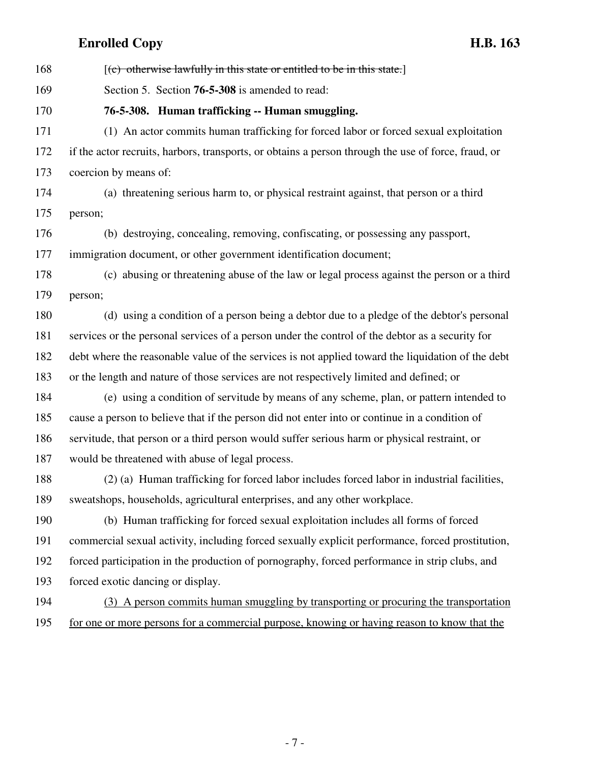168 [~~(c) otherwise lawfully in this state or entitled to be in this state.~~]

169 Section 5. Section **76-5-308** is amended to read:

170 **76-5-308. Human trafficking -- Human smuggling.**

171 (1) An actor commits human trafficking for forced labor or forced sexual exploitation

172 if the actor recruits, harbors, transports, or obtains a person through the use of force, fraud, or

173 coercion by means of:

174 (a) threatening serious harm to, or physical restraint against, that person or a third

175 person;

176 (b) destroying, concealing, removing, confiscating, or possessing any passport,

177 immigration document, or other government identification document;

178 (c) abusing or threatening abuse of the law or legal process against the person or a third

179 person;

180 (d) using a condition of a person being a debtor due to a pledge of the debtor's personal

181 services or the personal services of a person under the control of the debtor as a security for

182 debt where the reasonable value of the services is not applied toward the liquidation of the debt

183 or the length and nature of those services are not respectively limited and defined; or

184 (e) using a condition of servitude by means of any scheme, plan, or pattern intended to

185 cause a person to believe that if the person did not enter into or continue in a condition of

186 servitude, that person or a third person would suffer serious harm or physical restraint, or

187 would be threatened with abuse of legal process.

188 (2) (a) Human trafficking for forced labor includes forced labor in industrial facilities,

189 sweatshops, households, agricultural enterprises, and any other workplace.

190 (b) Human trafficking for forced sexual exploitation includes all forms of forced

191 commercial sexual activity, including forced sexually explicit performance, forced prostitution,

192 forced participation in the production of pornography, forced performance in strip clubs, and

193 forced exotic dancing or display.

194 <u>(3) A person commits human smuggling by transporting or procuring the transportation</u>

195 <u>for one or more persons for a commercial purpose, knowing or having reason to know that the</u>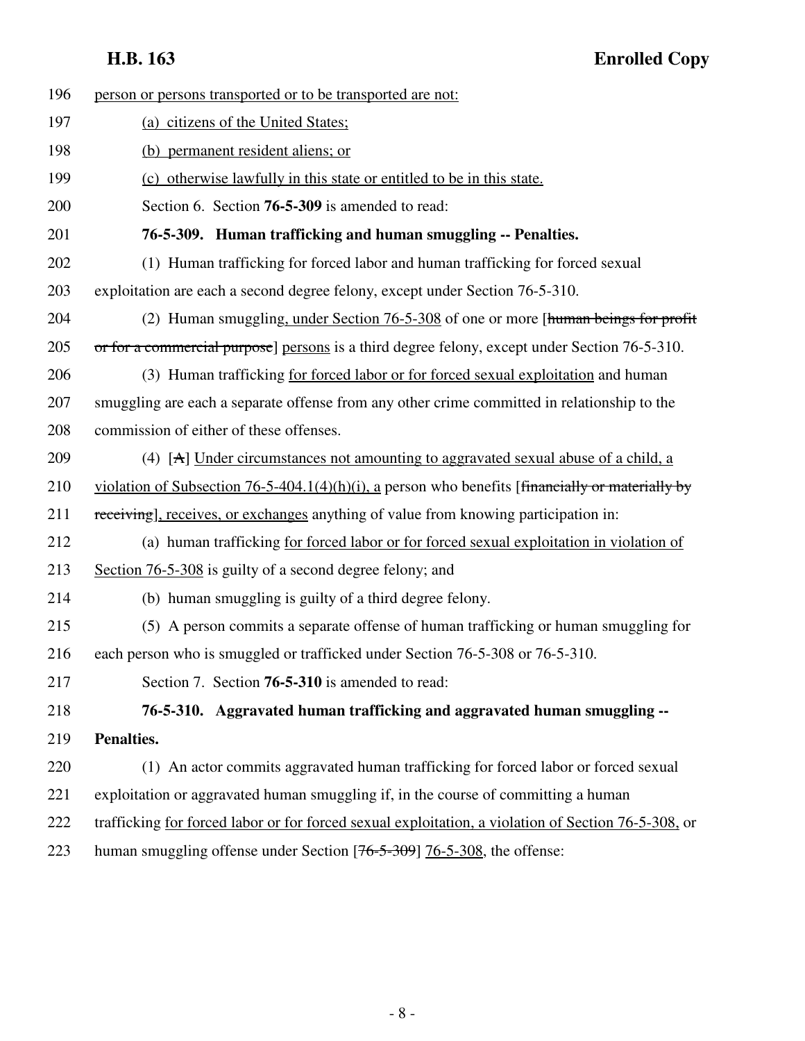196 person or persons transported or to be transported are not:

197 (a) citizens of the United States;

198 (b) permanent resident aliens; or

199 (c) otherwise lawfully in this state or entitled to be in this state.

200 Section 6. Section **76-5-309** is amended to read:

201 **76-5-309. Human trafficking and human smuggling -- Penalties.**

202 (1) Human trafficking for forced labor and human trafficking for forced sexual

203 exploitation are each a second degree felony, except under Section 76-5-310.

204 (2) Human smuggling, under Section 76-5-308 of one or more [~~human beings for profit~~

205 ~~or for a commercial purpose~~] persons is a third degree felony, except under Section 76-5-310.

206 (3) Human trafficking for forced labor or for forced sexual exploitation and human

207 smuggling are each a separate offense from any other crime committed in relationship to the

208 commission of either of these offenses.

209 (4) [~~A~~] Under circumstances not amounting to aggravated sexual abuse of a child, a

210 violation of Subsection 76-5-404.1(4)(h)(i), a person who benefits [~~financially or materially by~~

211 ~~receiving~~], receives, or exchanges anything of value from knowing participation in:

212 (a) human trafficking for forced labor or for forced sexual exploitation in violation of

213 Section 76-5-308 is guilty of a second degree felony; and

214 (b) human smuggling is guilty of a third degree felony.

215 (5) A person commits a separate offense of human trafficking or human smuggling for

216 each person who is smuggled or trafficked under Section 76-5-308 or 76-5-310.

217 Section 7. Section **76-5-310** is amended to read:

218 **76-5-310. Aggravated human trafficking and aggravated human smuggling --**

219 **Penalties.**

220 (1) An actor commits aggravated human trafficking for forced labor or forced sexual

221 exploitation or aggravated human smuggling if, in the course of committing a human

222 trafficking for forced labor or for forced sexual exploitation, a violation of Section 76-5-308, or

223 human smuggling offense under Section [~~76-5-309~~] 76-5-308, the offense: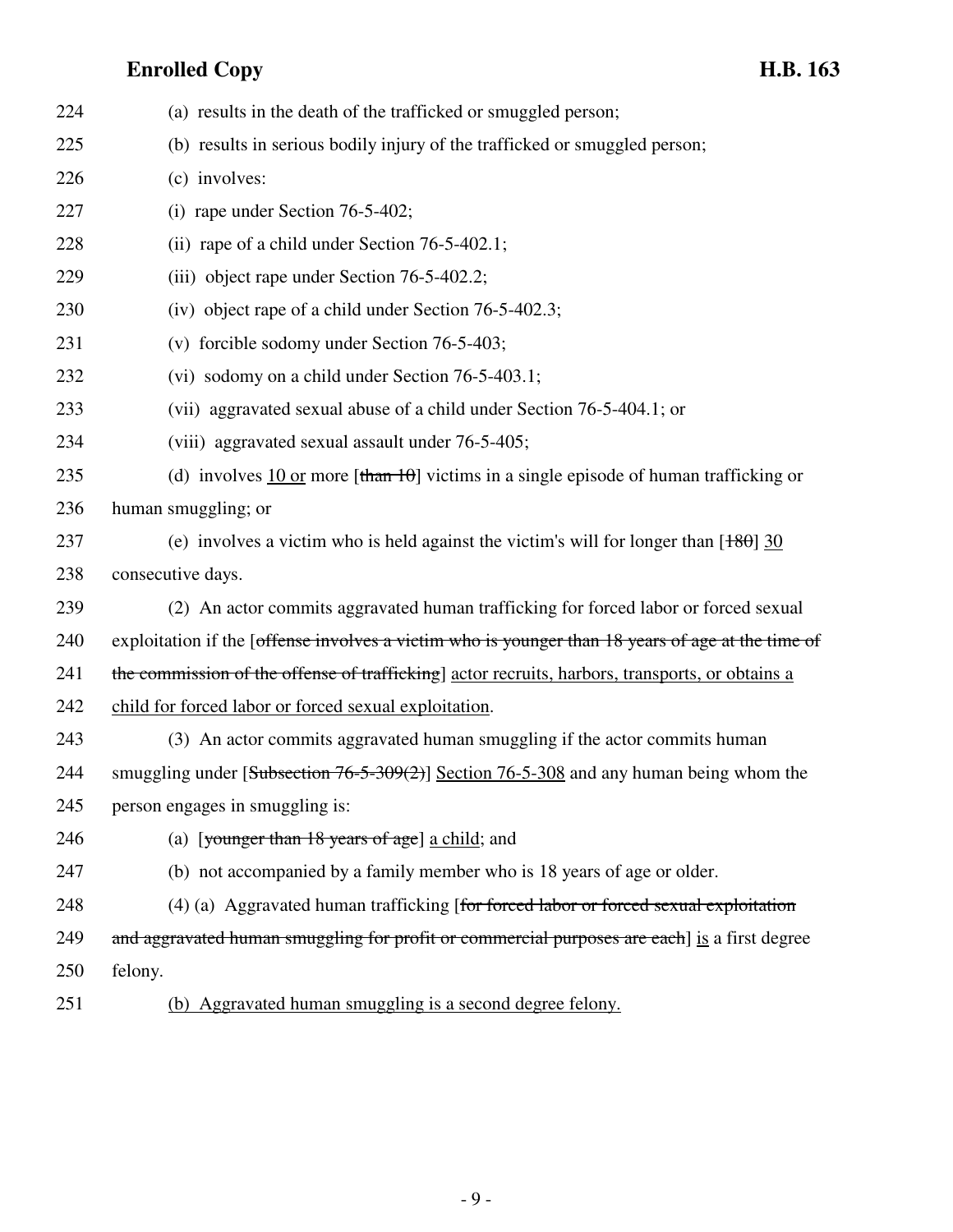224 (a) results in the death of the trafficked or smuggled person;

225 (b) results in serious bodily injury of the trafficked or smuggled person;

226 (c) involves:

227 (i) rape under Section 76-5-402;

228 (ii) rape of a child under Section 76-5-402.1;

229 (iii) object rape under Section 76-5-402.2;

230 (iv) object rape of a child under Section 76-5-402.3;

231 (v) forcible sodomy under Section 76-5-403;

232 (vi) sodomy on a child under Section 76-5-403.1;

233 (vii) aggravated sexual abuse of a child under Section 76-5-404.1; or

234 (viii) aggravated sexual assault under 76-5-405;

235 (d) involves <u>10 or</u> more [~~than 10~~] victims in a single episode of human trafficking or

236 human smuggling; or

237 (e) involves a victim who is held against the victim's will for longer than [~~180~~] <u>30</u>

238 consecutive days.

239 (2) An actor commits aggravated human trafficking for forced labor or forced sexual

240 exploitation if the [~~offense involves a victim who is younger than 18 years of age at the time of~~

241 ~~the commission of the offense of trafficking~~] <u>actor recruits, harbors, transports, or obtains a</u>

242 <u>child for forced labor or forced sexual exploitation</u>.

243 (3) An actor commits aggravated human smuggling if the actor commits human

244 smuggling under [~~Subsection 76-5-309(2)~~] <u>Section 76-5-308</u> and any human being whom the

245 person engages in smuggling is:

246 (a) [~~younger than 18 years of age~~] <u>a child</u>; and

247 (b) not accompanied by a family member who is 18 years of age or older.

248 (4) (a) Aggravated human trafficking [~~for forced labor or forced sexual exploitation~~

249 ~~and aggravated human smuggling for profit or commercial purposes are each~~] <u>is</u> a first degree

250 felony.

251 <u>(b) Aggravated human smuggling is a second degree felony.</u>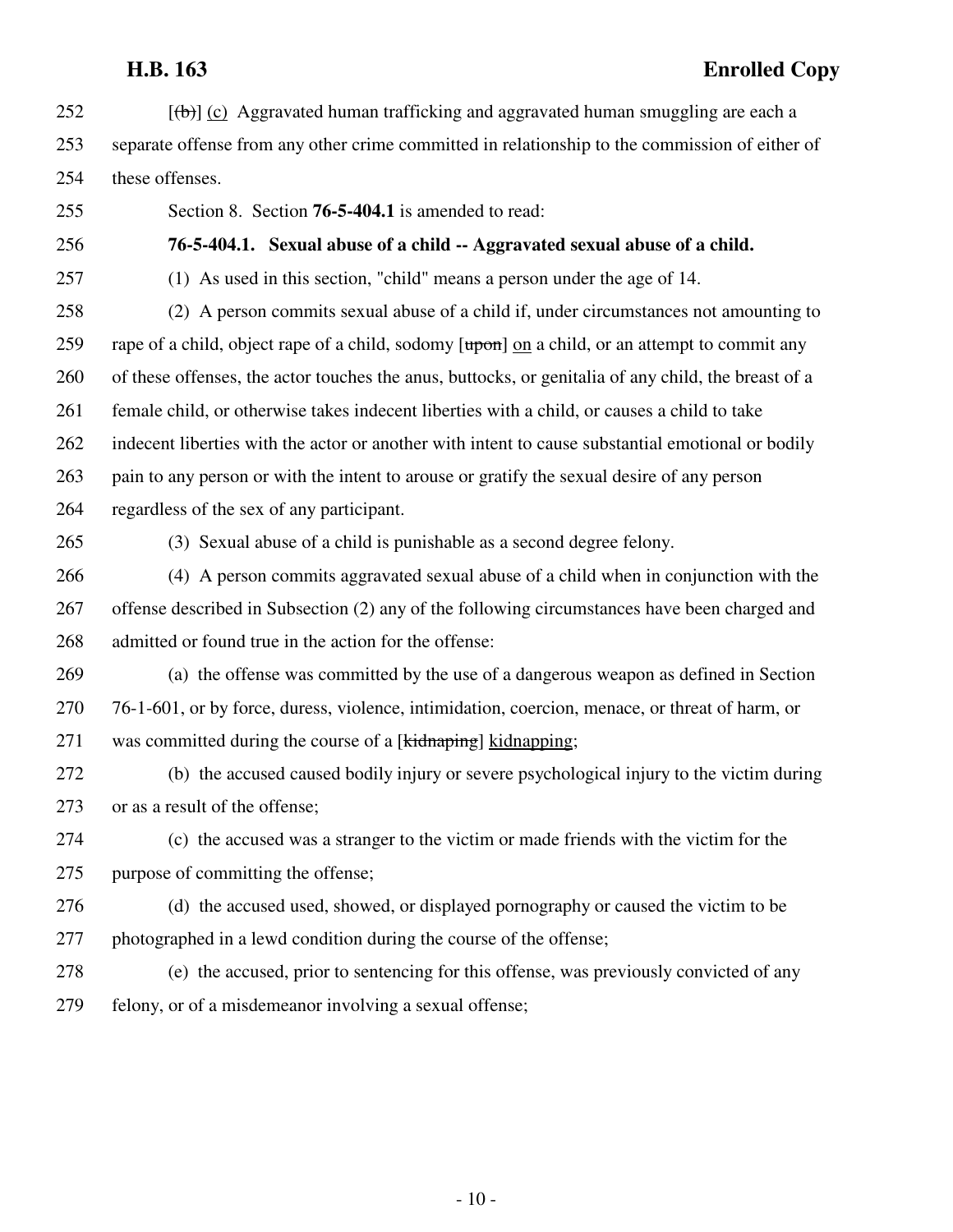[(b)] (c) Aggravated human trafficking and aggravated human smuggling are each a separate offense from any other crime committed in relationship to the commission of either of these offenses.

Section 8. Section **76-5-404.1** is amended to read:

**76-5-404.1. Sexual abuse of a child -- Aggravated sexual abuse of a child.**

(1) As used in this section, "child" means a person under the age of 14.

(2) A person commits sexual abuse of a child if, under circumstances not amounting to rape of a child, object rape of a child, sodomy [~~upon~~] on a child, or an attempt to commit any of these offenses, the actor touches the anus, buttocks, or genitalia of any child, the breast of a female child, or otherwise takes indecent liberties with a child, or causes a child to take indecent liberties with the actor or another with intent to cause substantial emotional or bodily pain to any person or with the intent to arouse or gratify the sexual desire of any person regardless of the sex of any participant.

(3) Sexual abuse of a child is punishable as a second degree felony.

(4) A person commits aggravated sexual abuse of a child when in conjunction with the offense described in Subsection (2) any of the following circumstances have been charged and admitted or found true in the action for the offense:

(a) the offense was committed by the use of a dangerous weapon as defined in Section 76-1-601, or by force, duress, violence, intimidation, coercion, menace, or threat of harm, or was committed during the course of a [~~kidnaping~~] kidnapping;

(b) the accused caused bodily injury or severe psychological injury to the victim during or as a result of the offense;

(c) the accused was a stranger to the victim or made friends with the victim for the purpose of committing the offense;

(d) the accused used, showed, or displayed pornography or caused the victim to be photographed in a lewd condition during the course of the offense;

(e) the accused, prior to sentencing for this offense, was previously convicted of any felony, or of a misdemeanor involving a sexual offense;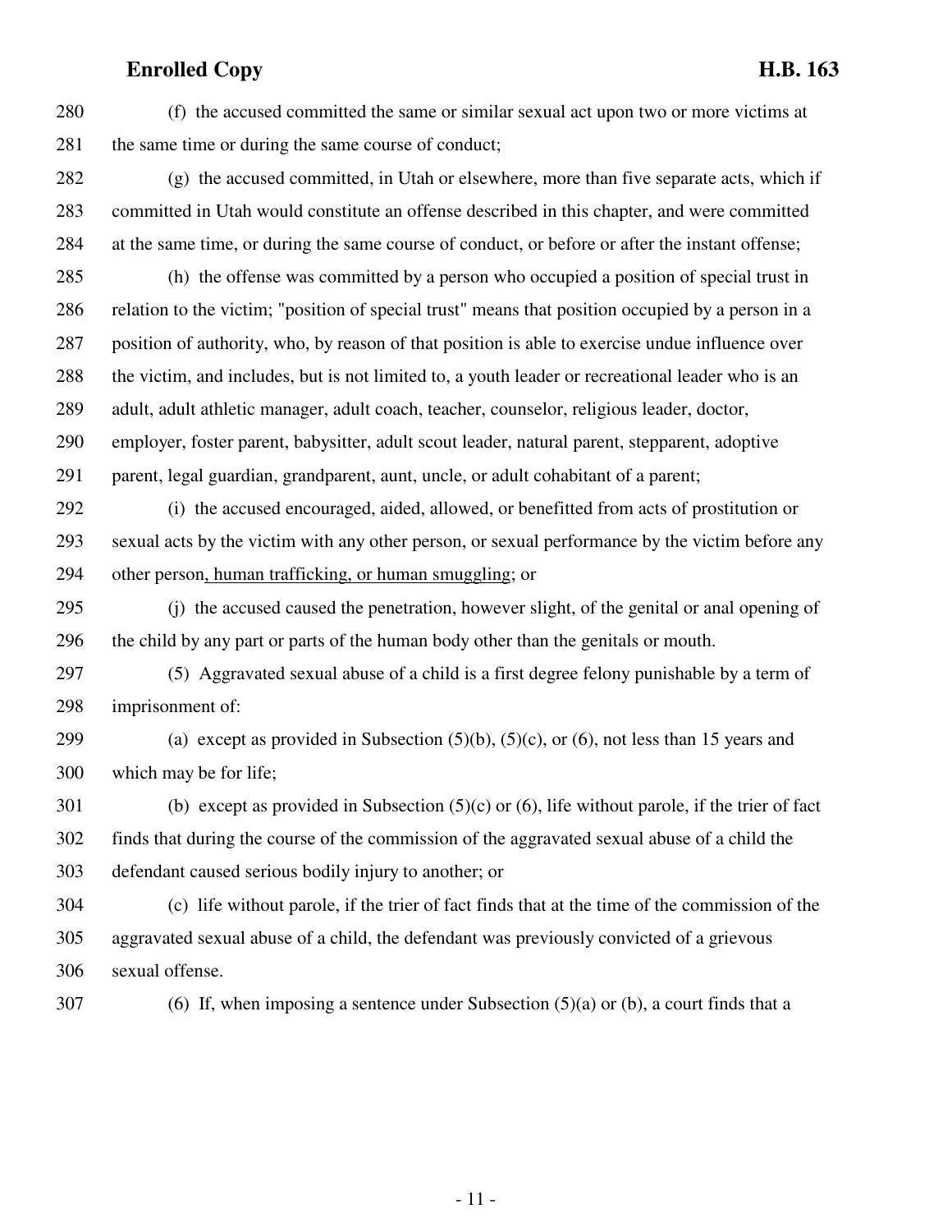(f) the accused committed the same or similar sexual act upon two or more victims at the same time or during the same course of conduct;

(g) the accused committed, in Utah or elsewhere, more than five separate acts, which if committed in Utah would constitute an offense described in this chapter, and were committed at the same time, or during the same course of conduct, or before or after the instant offense;

(h) the offense was committed by a person who occupied a position of special trust in relation to the victim; "position of special trust" means that position occupied by a person in a position of authority, who, by reason of that position is able to exercise undue influence over the victim, and includes, but is not limited to, a youth leader or recreational leader who is an adult, adult athletic manager, adult coach, teacher, counselor, religious leader, doctor, employer, foster parent, babysitter, adult scout leader, natural parent, stepparent, adoptive parent, legal guardian, grandparent, aunt, uncle, or adult cohabitant of a parent;

(i) the accused encouraged, aided, allowed, or benefitted from acts of prostitution or sexual acts by the victim with any other person, or sexual performance by the victim before any other person<u>, human trafficking, or human smuggling</u>; or

(j) the accused caused the penetration, however slight, of the genital or anal opening of the child by any part or parts of the human body other than the genitals or mouth.

(5) Aggravated sexual abuse of a child is a first degree felony punishable by a term of imprisonment of:

(a) except as provided in Subsection (5)(b), (5)(c), or (6), not less than 15 years and which may be for life;

(b) except as provided in Subsection (5)(c) or (6), life without parole, if the trier of fact finds that during the course of the commission of the aggravated sexual abuse of a child the defendant caused serious bodily injury to another; or

(c) life without parole, if the trier of fact finds that at the time of the commission of the aggravated sexual abuse of a child, the defendant was previously convicted of a grievous sexual offense.

(6) If, when imposing a sentence under Subsection (5)(a) or (b), a court finds that a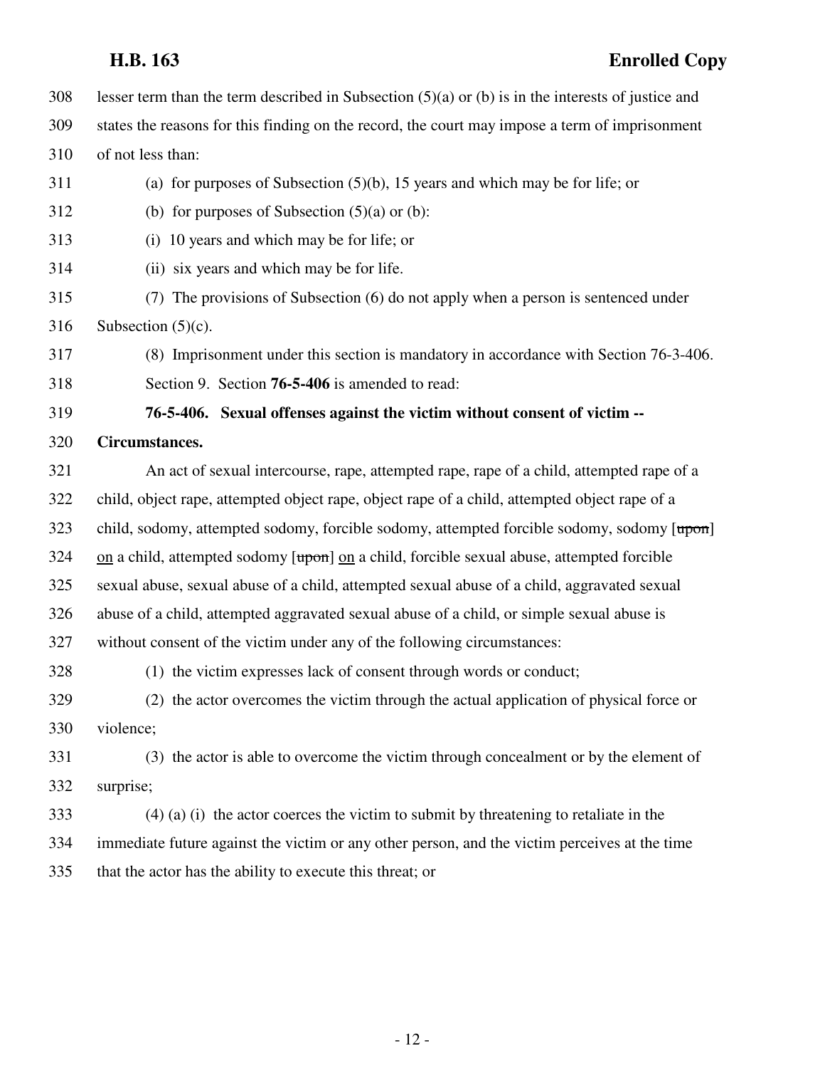lesser term than the term described in Subsection (5)(a) or (b) is in the interests of justice and states the reasons for this finding on the record, the court may impose a term of imprisonment of not less than:

(a) for purposes of Subsection (5)(b), 15 years and which may be for life; or

(b) for purposes of Subsection (5)(a) or (b):

(i) 10 years and which may be for life; or

(ii) six years and which may be for life.

(7) The provisions of Subsection (6) do not apply when a person is sentenced under Subsection (5)(c).

(8) Imprisonment under this section is mandatory in accordance with Section 76-3-406.

Section 9. Section **76-5-406** is amended to read:

**76-5-406. Sexual offenses against the victim without consent of victim -- Circumstances.**

An act of sexual intercourse, rape, attempted rape, rape of a child, attempted rape of a child, object rape, attempted object rape, object rape of a child, attempted object rape of a child, sodomy, attempted sodomy, forcible sodomy, attempted forcible sodomy, sodomy [~~upon~~] on a child, attempted sodomy [~~upon~~] on a child, forcible sexual abuse, attempted forcible sexual abuse, sexual abuse of a child, attempted sexual abuse of a child, aggravated sexual abuse of a child, attempted aggravated sexual abuse of a child, or simple sexual abuse is without consent of the victim under any of the following circumstances:

(1) the victim expresses lack of consent through words or conduct;

(2) the actor overcomes the victim through the actual application of physical force or violence;

(3) the actor is able to overcome the victim through concealment or by the element of surprise;

(4) (a) (i) the actor coerces the victim to submit by threatening to retaliate in the immediate future against the victim or any other person, and the victim perceives at the time that the actor has the ability to execute this threat; or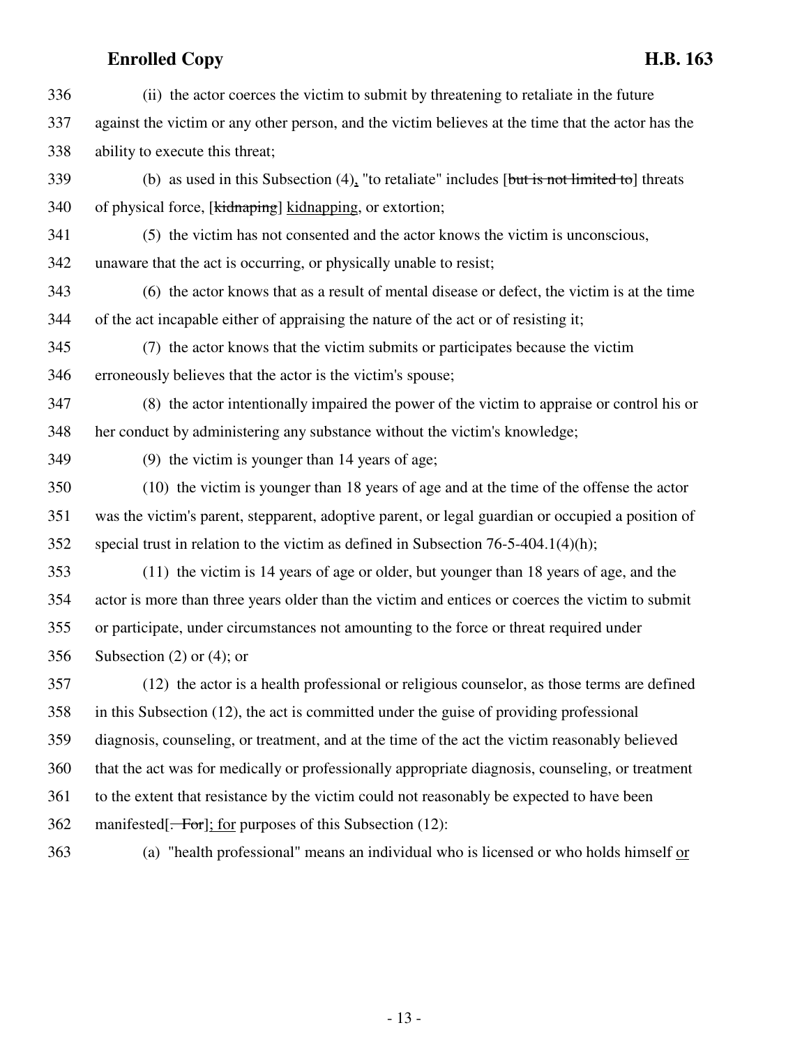336 (ii) the actor coerces the victim to submit by threatening to retaliate in the future
337 against the victim or any other person, and the victim believes at the time that the actor has the
338 ability to execute this threat;

339 (b) as used in this Subsection (4), "to retaliate" includes [~~but is not limited to~~] threats
340 of physical force, [~~kidnaping~~] <u>kidnapping</u>, or extortion;

341 (5) the victim has not consented and the actor knows the victim is unconscious,
342 unaware that the act is occurring, or physically unable to resist;

343 (6) the actor knows that as a result of mental disease or defect, the victim is at the time
344 of the act incapable either of appraising the nature of the act or of resisting it;

345 (7) the actor knows that the victim submits or participates because the victim
346 erroneously believes that the actor is the victim's spouse;

347 (8) the actor intentionally impaired the power of the victim to appraise or control his or
348 her conduct by administering any substance without the victim's knowledge;

349 (9) the victim is younger than 14 years of age;

350 (10) the victim is younger than 18 years of age and at the time of the offense the actor
351 was the victim's parent, stepparent, adoptive parent, or legal guardian or occupied a position of
352 special trust in relation to the victim as defined in Subsection 76-5-404.1(4)(h);

353 (11) the victim is 14 years of age or older, but younger than 18 years of age, and the
354 actor is more than three years older than the victim and entices or coerces the victim to submit
355 or participate, under circumstances not amounting to the force or threat required under
356 Subsection (2) or (4); or

357 (12) the actor is a health professional or religious counselor, as those terms are defined
358 in this Subsection (12), the act is committed under the guise of providing professional
359 diagnosis, counseling, or treatment, and at the time of the act the victim reasonably believed
360 that the act was for medically or professionally appropriate diagnosis, counseling, or treatment
361 to the extent that resistance by the victim could not reasonably be expected to have been
362 manifested[~~. For~~]<u>; for</u> purposes of this Subsection (12):

363 (a) "health professional" means an individual who is licensed or who holds himself <u>or</u>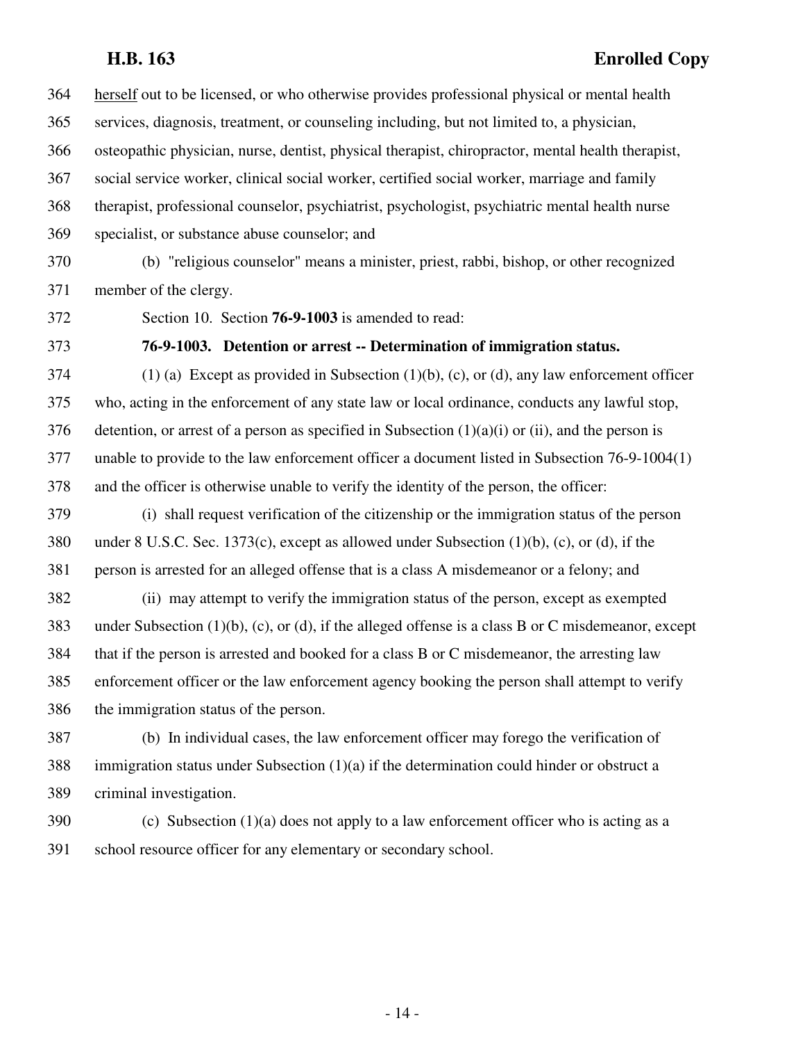herself out to be licensed, or who otherwise provides professional physical or mental health services, diagnosis, treatment, or counseling including, but not limited to, a physician, osteopathic physician, nurse, dentist, physical therapist, chiropractor, mental health therapist, social service worker, clinical social worker, certified social worker, marriage and family therapist, professional counselor, psychiatrist, psychologist, psychiatric mental health nurse specialist, or substance abuse counselor; and

(b) "religious counselor" means a minister, priest, rabbi, bishop, or other recognized member of the clergy.

Section 10. Section **76-9-1003** is amended to read:

**76-9-1003. Detention or arrest -- Determination of immigration status.**

(1) (a) Except as provided in Subsection (1)(b), (c), or (d), any law enforcement officer who, acting in the enforcement of any state law or local ordinance, conducts any lawful stop, detention, or arrest of a person as specified in Subsection (1)(a)(i) or (ii), and the person is unable to provide to the law enforcement officer a document listed in Subsection 76-9-1004(1) and the officer is otherwise unable to verify the identity of the person, the officer:

(i) shall request verification of the citizenship or the immigration status of the person under 8 U.S.C. Sec. 1373(c), except as allowed under Subsection (1)(b), (c), or (d), if the person is arrested for an alleged offense that is a class A misdemeanor or a felony; and

(ii) may attempt to verify the immigration status of the person, except as exempted under Subsection (1)(b), (c), or (d), if the alleged offense is a class B or C misdemeanor, except that if the person is arrested and booked for a class B or C misdemeanor, the arresting law enforcement officer or the law enforcement agency booking the person shall attempt to verify the immigration status of the person.

(b) In individual cases, the law enforcement officer may forego the verification of immigration status under Subsection (1)(a) if the determination could hinder or obstruct a criminal investigation.

(c) Subsection (1)(a) does not apply to a law enforcement officer who is acting as a school resource officer for any elementary or secondary school.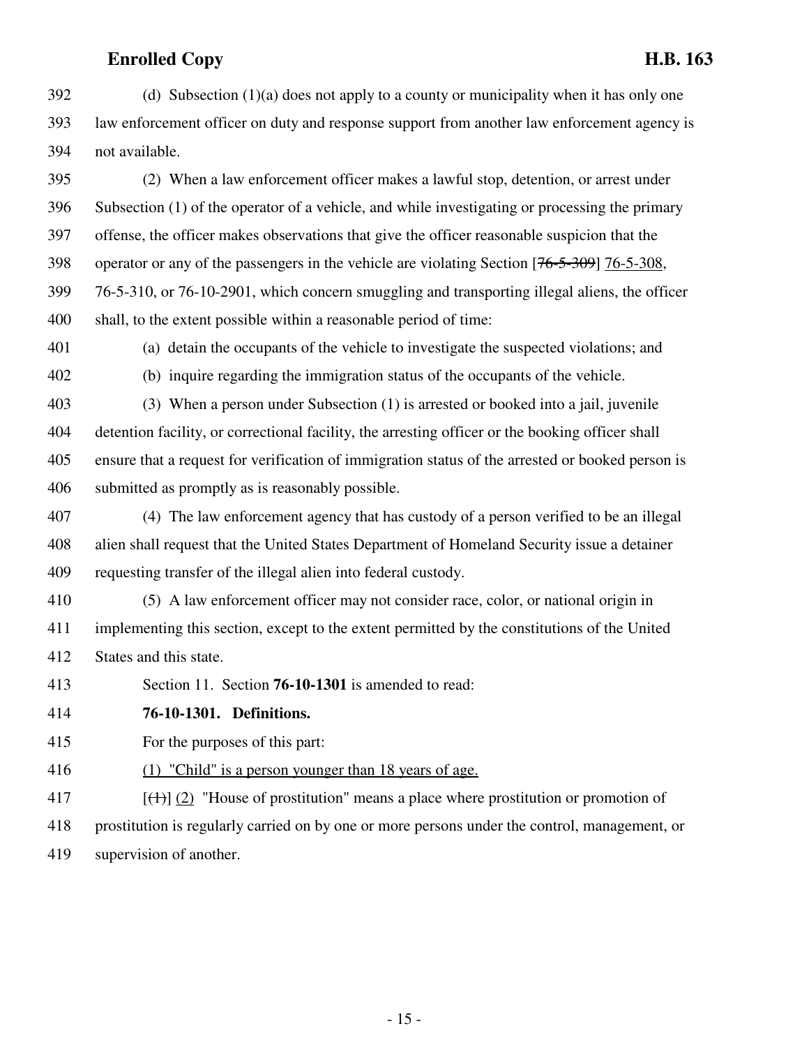392 (d) Subsection (1)(a) does not apply to a county or municipality when it has only one
393 law enforcement officer on duty and response support from another law enforcement agency is
394 not available.

395 (2) When a law enforcement officer makes a lawful stop, detention, or arrest under
396 Subsection (1) of the operator of a vehicle, and while investigating or processing the primary
397 offense, the officer makes observations that give the officer reasonable suspicion that the
398 operator or any of the passengers in the vehicle are violating Section [~~76-5-309~~] <u>76-5-308</u>,
399 76-5-310, or 76-10-2901, which concern smuggling and transporting illegal aliens, the officer
400 shall, to the extent possible within a reasonable period of time:

401 (a) detain the occupants of the vehicle to investigate the suspected violations; and

402 (b) inquire regarding the immigration status of the occupants of the vehicle.

403 (3) When a person under Subsection (1) is arrested or booked into a jail, juvenile
404 detention facility, or correctional facility, the arresting officer or the booking officer shall
405 ensure that a request for verification of immigration status of the arrested or booked person is
406 submitted as promptly as is reasonably possible.

407 (4) The law enforcement agency that has custody of a person verified to be an illegal
408 alien shall request that the United States Department of Homeland Security issue a detainer
409 requesting transfer of the illegal alien into federal custody.

410 (5) A law enforcement officer may not consider race, color, or national origin in
411 implementing this section, except to the extent permitted by the constitutions of the United
412 States and this state.

413 Section 11. Section **76-10-1301** is amended to read:

414 **76-10-1301. Definitions.**

415 For the purposes of this part:

416 <u>(1) "Child" is a person younger than 18 years of age.</u>

417 [~~(1)~~] <u>(2)</u> "House of prostitution" means a place where prostitution or promotion of
418 prostitution is regularly carried on by one or more persons under the control, management, or
419 supervision of another.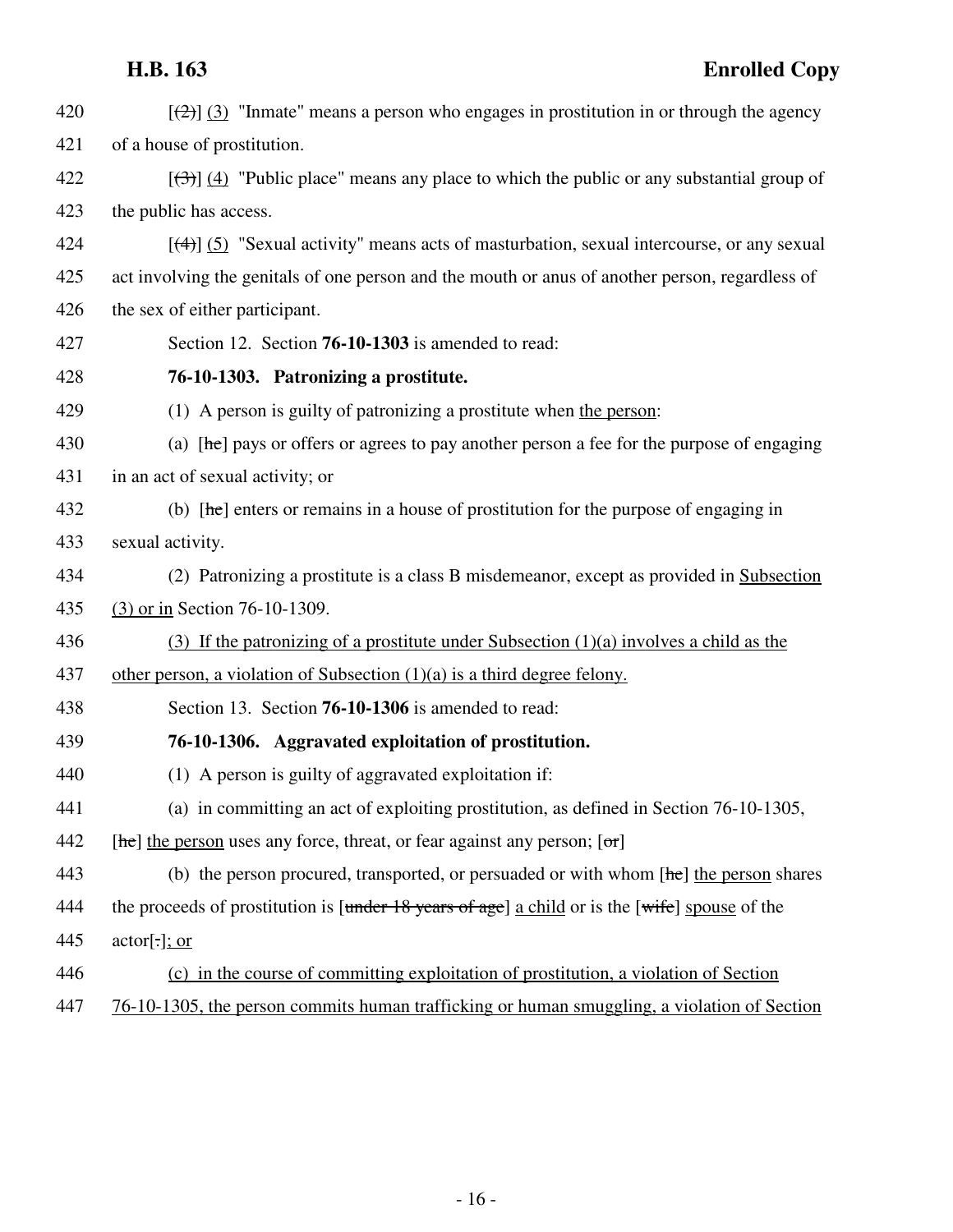[(2)] (3) "Inmate" means a person who engages in prostitution in or through the agency of a house of prostitution.

[(3)] (4) "Public place" means any place to which the public or any substantial group of the public has access.

[(4)] (5) "Sexual activity" means acts of masturbation, sexual intercourse, or any sexual act involving the genitals of one person and the mouth or anus of another person, regardless of the sex of either participant.

Section 12. Section **76-10-1303** is amended to read:

**76-10-1303. Patronizing a prostitute.**

(1) A person is guilty of patronizing a prostitute when the person:

(a) [he] pays or offers or agrees to pay another person a fee for the purpose of engaging in an act of sexual activity; or

(b) [he] enters or remains in a house of prostitution for the purpose of engaging in sexual activity.

(2) Patronizing a prostitute is a class B misdemeanor, except as provided in Subsection (3) or in Section 76-10-1309.

(3) If the patronizing of a prostitute under Subsection (1)(a) involves a child as the other person, a violation of Subsection (1)(a) is a third degree felony.

Section 13. Section **76-10-1306** is amended to read:

**76-10-1306. Aggravated exploitation of prostitution.**

(1) A person is guilty of aggravated exploitation if:

(a) in committing an act of exploiting prostitution, as defined in Section 76-10-1305, [he] the person uses any force, threat, or fear against any person; [or]

(b) the person procured, transported, or persuaded or with whom [he] the person shares the proceeds of prostitution is [under 18 years of age] a child or is the [wife] spouse of the actor[.]; or

(c) in the course of committing exploitation of prostitution, a violation of Section 76-10-1305, the person commits human trafficking or human smuggling, a violation of Section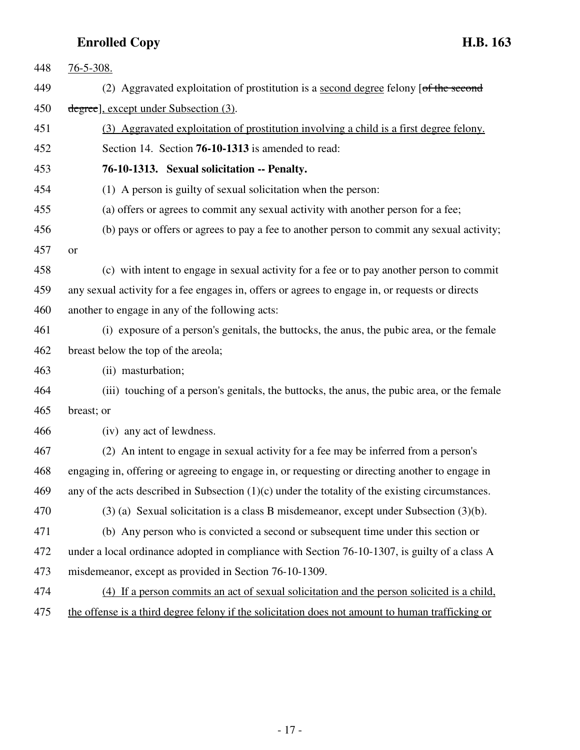76-5-308.

(2) Aggravated exploitation of prostitution is a second degree felony [~~of the second degree~~], except under Subsection (3).

(3) Aggravated exploitation of prostitution involving a child is a first degree felony.

Section 14. Section **76-10-1313** is amended to read:

**76-10-1313. Sexual solicitation -- Penalty.**

(1) A person is guilty of sexual solicitation when the person:

(a) offers or agrees to commit any sexual activity with another person for a fee;

(b) pays or offers or agrees to pay a fee to another person to commit any sexual activity; or

(c) with intent to engage in sexual activity for a fee or to pay another person to commit any sexual activity for a fee engages in, offers or agrees to engage in, or requests or directs another to engage in any of the following acts:

(i) exposure of a person's genitals, the buttocks, the anus, the pubic area, or the female breast below the top of the areola;

(ii) masturbation;

(iii) touching of a person's genitals, the buttocks, the anus, the pubic area, or the female breast; or

(iv) any act of lewdness.

(2) An intent to engage in sexual activity for a fee may be inferred from a person's engaging in, offering or agreeing to engage in, or requesting or directing another to engage in any of the acts described in Subsection (1)(c) under the totality of the existing circumstances.

(3) (a) Sexual solicitation is a class B misdemeanor, except under Subsection (3)(b).

(b) Any person who is convicted a second or subsequent time under this section or under a local ordinance adopted in compliance with Section 76-10-1307, is guilty of a class A misdemeanor, except as provided in Section 76-10-1309.

(4) If a person commits an act of sexual solicitation and the person solicited is a child, the offense is a third degree felony if the solicitation does not amount to human trafficking or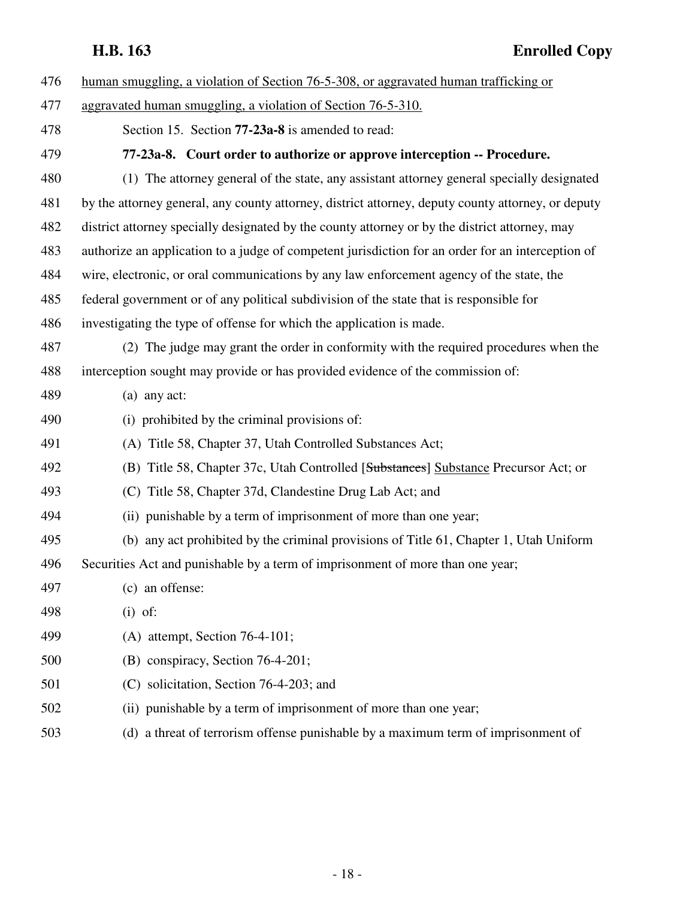human smuggling, a violation of Section 76-5-308, or aggravated human trafficking or aggravated human smuggling, a violation of Section 76-5-310.

Section 15. Section **77-23a-8** is amended to read:

**77-23a-8. Court order to authorize or approve interception -- Procedure.**

(1) The attorney general of the state, any assistant attorney general specially designated by the attorney general, any county attorney, district attorney, deputy county attorney, or deputy district attorney specially designated by the county attorney or by the district attorney, may authorize an application to a judge of competent jurisdiction for an order for an interception of wire, electronic, or oral communications by any law enforcement agency of the state, the federal government or of any political subdivision of the state that is responsible for investigating the type of offense for which the application is made.

(2) The judge may grant the order in conformity with the required procedures when the interception sought may provide or has provided evidence of the commission of:

(a) any act:

(i) prohibited by the criminal provisions of:

(A) Title 58, Chapter 37, Utah Controlled Substances Act;

(B) Title 58, Chapter 37c, Utah Controlled [~~Substances~~] Substance Precursor Act; or

(C) Title 58, Chapter 37d, Clandestine Drug Lab Act; and

(ii) punishable by a term of imprisonment of more than one year;

(b) any act prohibited by the criminal provisions of Title 61, Chapter 1, Utah Uniform Securities Act and punishable by a term of imprisonment of more than one year;

(c) an offense:

(i) of:

(A) attempt, Section 76-4-101;

(B) conspiracy, Section 76-4-201;

(C) solicitation, Section 76-4-203; and

(ii) punishable by a term of imprisonment of more than one year;

(d) a threat of terrorism offense punishable by a maximum term of imprisonment of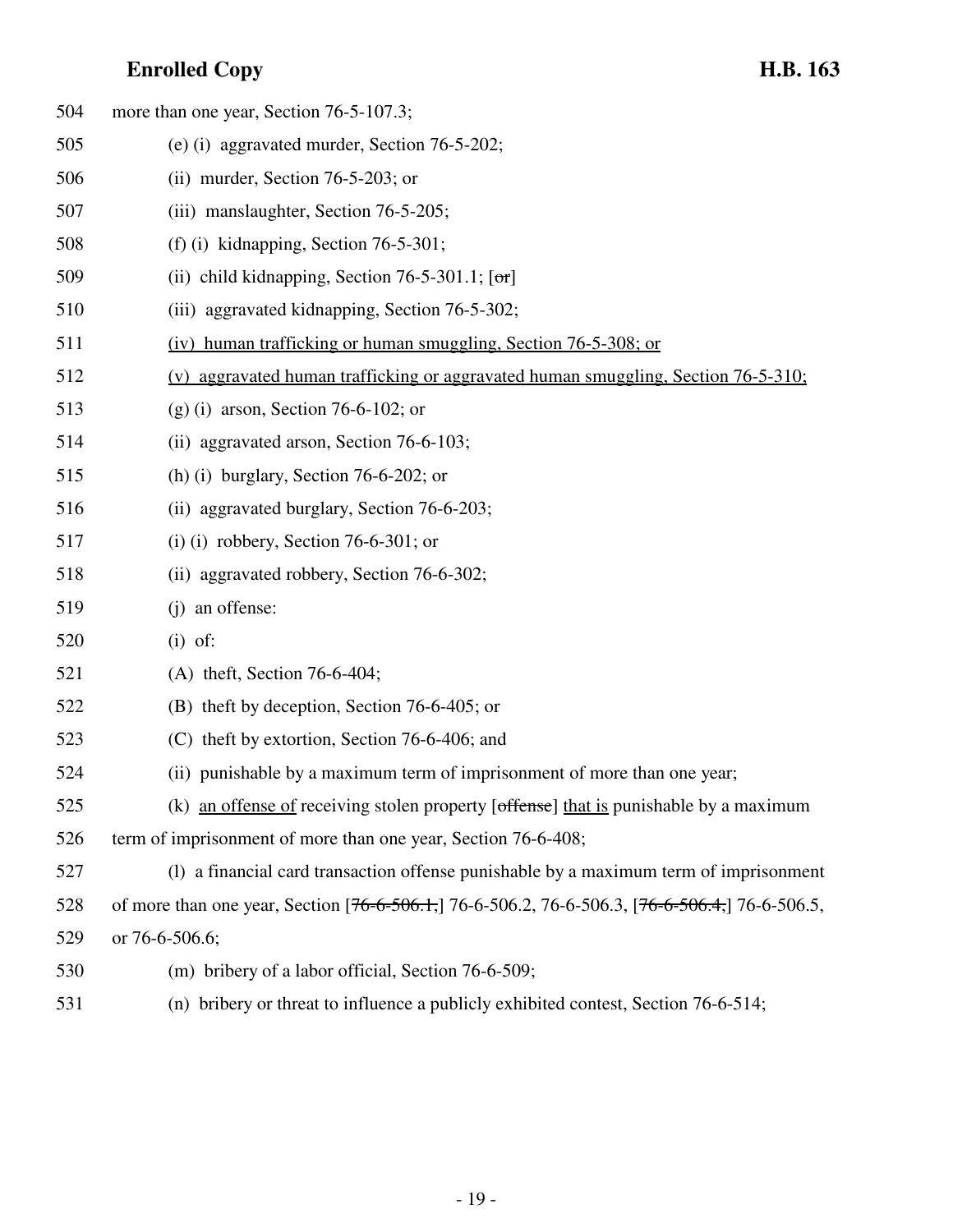504 more than one year, Section 76-5-107.3;

505 (e) (i) aggravated murder, Section 76-5-202;

506 (ii) murder, Section 76-5-203; or

507 (iii) manslaughter, Section 76-5-205;

508 (f) (i) kidnapping, Section 76-5-301;

509 (ii) child kidnapping, Section 76-5-301.1; [~~or~~]

510 (iii) aggravated kidnapping, Section 76-5-302;

511 <u>(iv) human trafficking or human smuggling, Section 76-5-308; or</u>

512 <u>(v) aggravated human trafficking or aggravated human smuggling, Section 76-5-310;</u>

513 (g) (i) arson, Section 76-6-102; or

514 (ii) aggravated arson, Section 76-6-103;

515 (h) (i) burglary, Section 76-6-202; or

516 (ii) aggravated burglary, Section 76-6-203;

517 (i) (i) robbery, Section 76-6-301; or

518 (ii) aggravated robbery, Section 76-6-302;

519 (j) an offense:

520 (i) of:

521 (A) theft, Section 76-6-404;

522 (B) theft by deception, Section 76-6-405; or

523 (C) theft by extortion, Section 76-6-406; and

524 (ii) punishable by a maximum term of imprisonment of more than one year;

525 (k) <u>an offense of</u> receiving stolen property [~~offense~~] <u>that is</u> punishable by a maximum

526 term of imprisonment of more than one year, Section 76-6-408;

527 (l) a financial card transaction offense punishable by a maximum term of imprisonment

528 of more than one year, Section [~~76-6-506.1,~~] 76-6-506.2, 76-6-506.3, [~~76-6-506.4,~~] 76-6-506.5,

529 or 76-6-506.6;

530 (m) bribery of a labor official, Section 76-6-509;

531 (n) bribery or threat to influence a publicly exhibited contest, Section 76-6-514;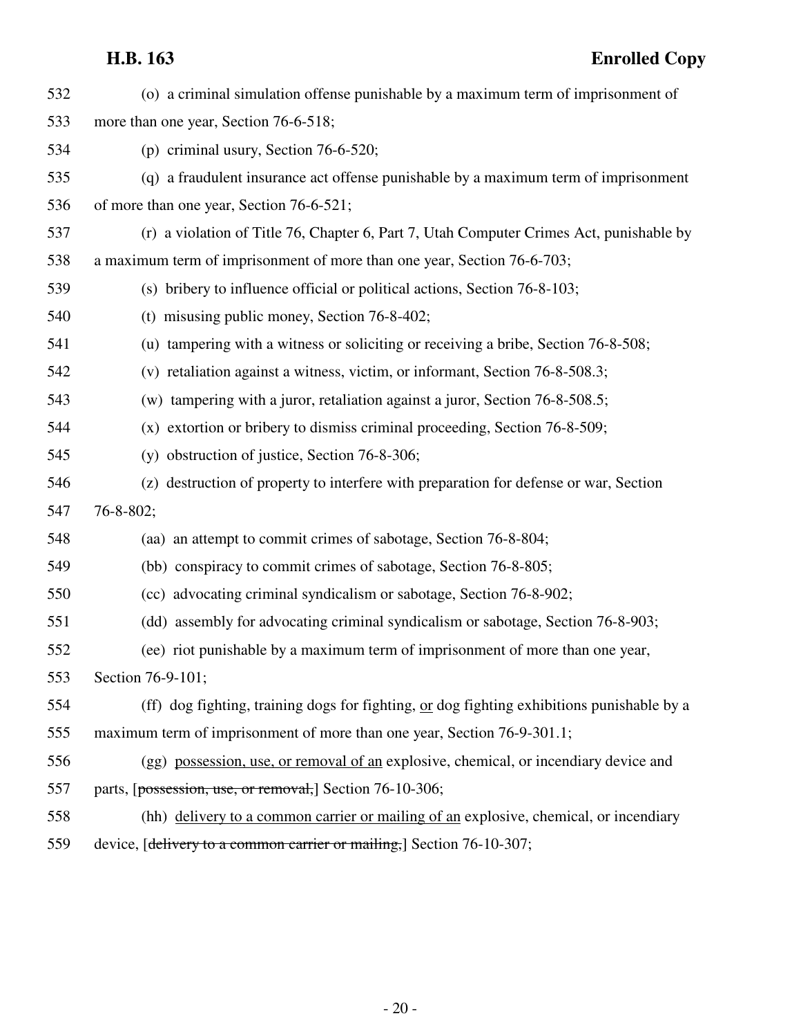532 (o) a criminal simulation offense punishable by a maximum term of imprisonment of
533 more than one year, Section 76-6-518;
534 (p) criminal usury, Section 76-6-520;
535 (q) a fraudulent insurance act offense punishable by a maximum term of imprisonment
536 of more than one year, Section 76-6-521;
537 (r) a violation of Title 76, Chapter 6, Part 7, Utah Computer Crimes Act, punishable by
538 a maximum term of imprisonment of more than one year, Section 76-6-703;
539 (s) bribery to influence official or political actions, Section 76-8-103;
540 (t) misusing public money, Section 76-8-402;
541 (u) tampering with a witness or soliciting or receiving a bribe, Section 76-8-508;
542 (v) retaliation against a witness, victim, or informant, Section 76-8-508.3;
543 (w) tampering with a juror, retaliation against a juror, Section 76-8-508.5;
544 (x) extortion or bribery to dismiss criminal proceeding, Section 76-8-509;
545 (y) obstruction of justice, Section 76-8-306;
546 (z) destruction of property to interfere with preparation for defense or war, Section
547 76-8-802;
548 (aa) an attempt to commit crimes of sabotage, Section 76-8-804;
549 (bb) conspiracy to commit crimes of sabotage, Section 76-8-805;
550 (cc) advocating criminal syndicalism or sabotage, Section 76-8-902;
551 (dd) assembly for advocating criminal syndicalism or sabotage, Section 76-8-903;
552 (ee) riot punishable by a maximum term of imprisonment of more than one year,
553 Section 76-9-101;
554 (ff) dog fighting, training dogs for fighting, <u>or</u> dog fighting exhibitions punishable by a
555 maximum term of imprisonment of more than one year, Section 76-9-301.1;
556 (gg) <u>possession, use, or removal of an</u> explosive, chemical, or incendiary device and
557 parts, [~~possession, use, or removal,~~] Section 76-10-306;
558 (hh) <u>delivery to a common carrier or mailing of an</u> explosive, chemical, or incendiary
559 device, [~~delivery to a common carrier or mailing,~~] Section 76-10-307;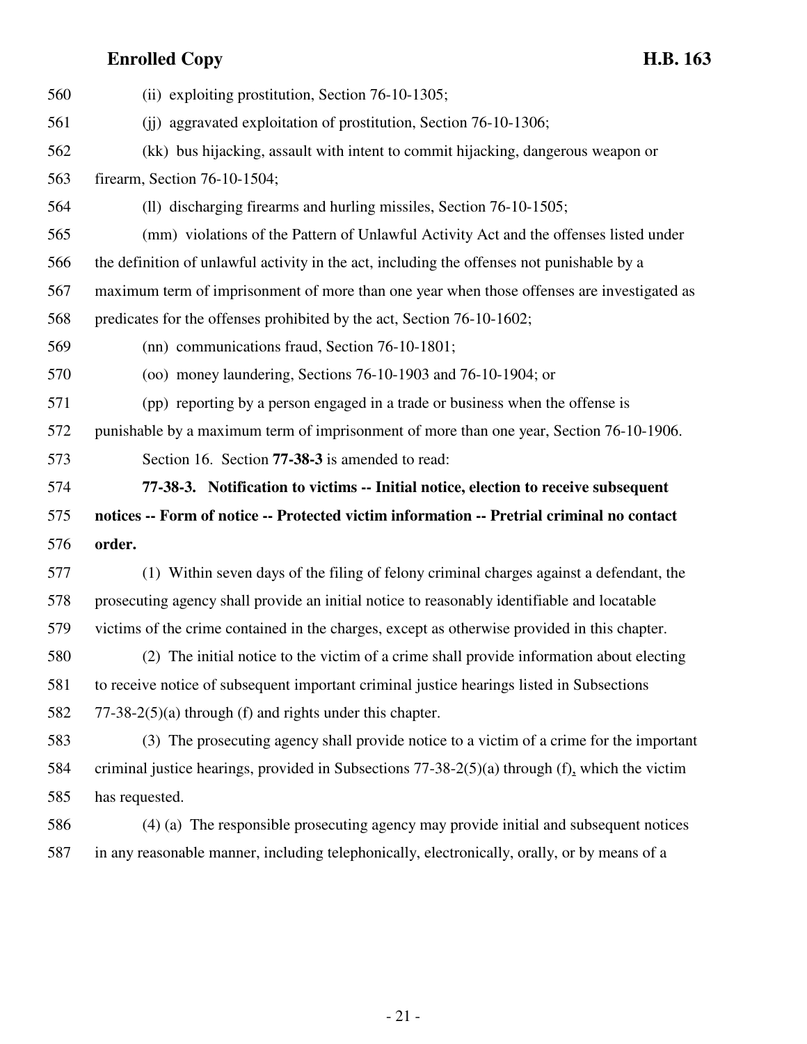(ii) exploiting prostitution, Section 76-10-1305;

(jj) aggravated exploitation of prostitution, Section 76-10-1306;

(kk) bus hijacking, assault with intent to commit hijacking, dangerous weapon or firearm, Section 76-10-1504;

(ll) discharging firearms and hurling missiles, Section 76-10-1505;

(mm) violations of the Pattern of Unlawful Activity Act and the offenses listed under the definition of unlawful activity in the act, including the offenses not punishable by a maximum term of imprisonment of more than one year when those offenses are investigated as predicates for the offenses prohibited by the act, Section 76-10-1602;

(nn) communications fraud, Section 76-10-1801;

(oo) money laundering, Sections 76-10-1903 and 76-10-1904; or

(pp) reporting by a person engaged in a trade or business when the offense is punishable by a maximum term of imprisonment of more than one year, Section 76-10-1906.

Section 16. Section **77-38-3** is amended to read:

**77-38-3. Notification to victims -- Initial notice, election to receive subsequent notices -- Form of notice -- Protected victim information -- Pretrial criminal no contact order.**

(1) Within seven days of the filing of felony criminal charges against a defendant, the prosecuting agency shall provide an initial notice to reasonably identifiable and locatable victims of the crime contained in the charges, except as otherwise provided in this chapter.

(2) The initial notice to the victim of a crime shall provide information about electing to receive notice of subsequent important criminal justice hearings listed in Subsections 77-38-2(5)(a) through (f) and rights under this chapter.

(3) The prosecuting agency shall provide notice to a victim of a crime for the important criminal justice hearings, provided in Subsections 77-38-2(5)(a) through (f), which the victim has requested.

(4) (a) The responsible prosecuting agency may provide initial and subsequent notices in any reasonable manner, including telephonically, electronically, orally, or by means of a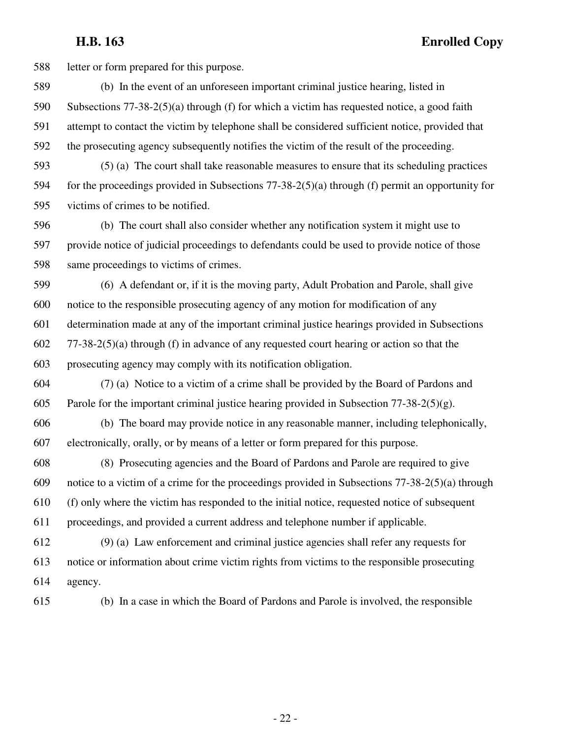letter or form prepared for this purpose.

(b) In the event of an unforeseen important criminal justice hearing, listed in Subsections 77-38-2(5)(a) through (f) for which a victim has requested notice, a good faith attempt to contact the victim by telephone shall be considered sufficient notice, provided that the prosecuting agency subsequently notifies the victim of the result of the proceeding.

(5) (a) The court shall take reasonable measures to ensure that its scheduling practices for the proceedings provided in Subsections 77-38-2(5)(a) through (f) permit an opportunity for victims of crimes to be notified.

(b) The court shall also consider whether any notification system it might use to provide notice of judicial proceedings to defendants could be used to provide notice of those same proceedings to victims of crimes.

(6) A defendant or, if it is the moving party, Adult Probation and Parole, shall give notice to the responsible prosecuting agency of any motion for modification of any determination made at any of the important criminal justice hearings provided in Subsections 77-38-2(5)(a) through (f) in advance of any requested court hearing or action so that the prosecuting agency may comply with its notification obligation.

(7) (a) Notice to a victim of a crime shall be provided by the Board of Pardons and Parole for the important criminal justice hearing provided in Subsection 77-38-2(5)(g).

(b) The board may provide notice in any reasonable manner, including telephonically, electronically, orally, or by means of a letter or form prepared for this purpose.

(8) Prosecuting agencies and the Board of Pardons and Parole are required to give notice to a victim of a crime for the proceedings provided in Subsections 77-38-2(5)(a) through (f) only where the victim has responded to the initial notice, requested notice of subsequent proceedings, and provided a current address and telephone number if applicable.

(9) (a) Law enforcement and criminal justice agencies shall refer any requests for notice or information about crime victim rights from victims to the responsible prosecuting agency.

(b) In a case in which the Board of Pardons and Parole is involved, the responsible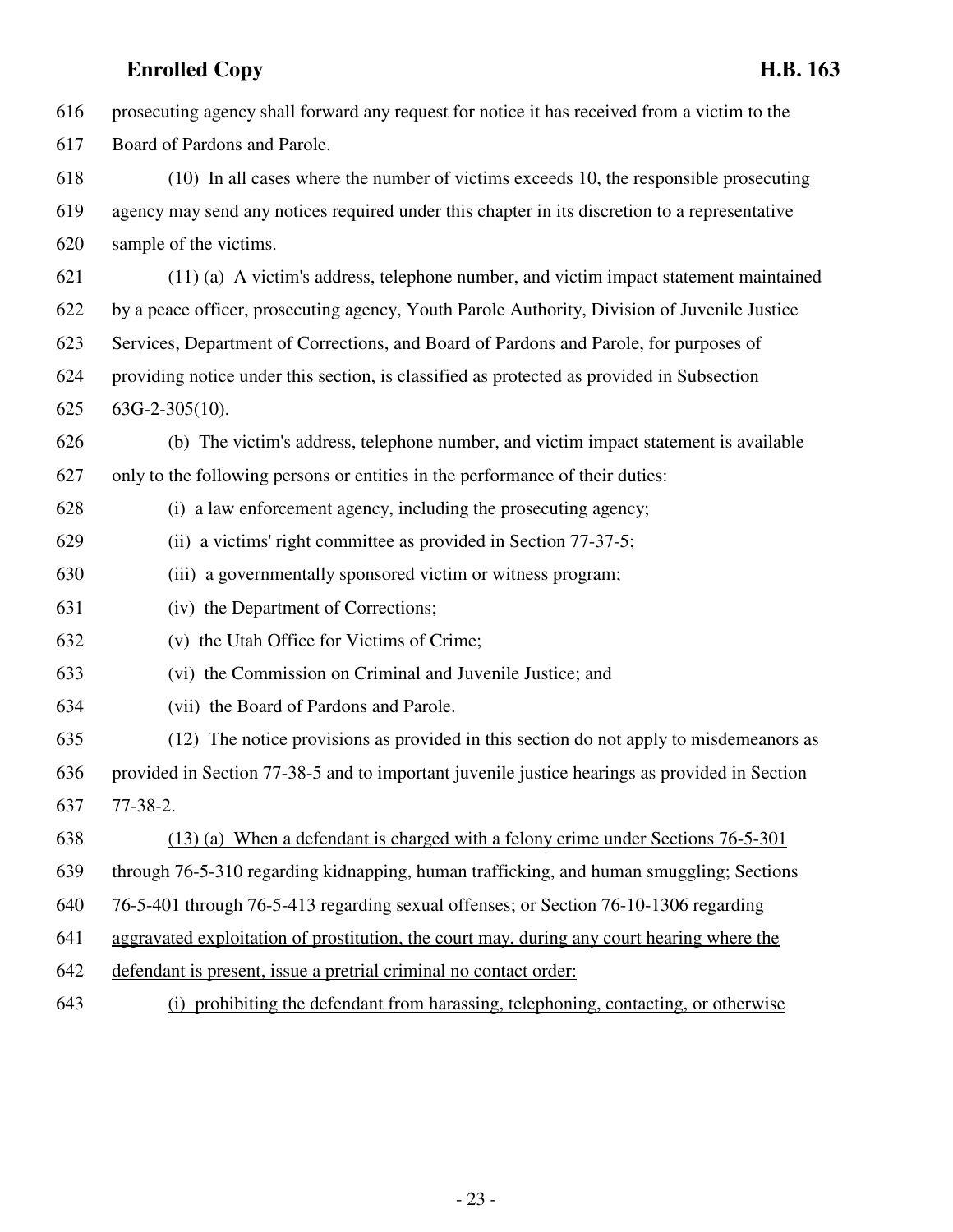prosecuting agency shall forward any request for notice it has received from a victim to the Board of Pardons and Parole.

(10) In all cases where the number of victims exceeds 10, the responsible prosecuting agency may send any notices required under this chapter in its discretion to a representative sample of the victims.

(11) (a) A victim's address, telephone number, and victim impact statement maintained by a peace officer, prosecuting agency, Youth Parole Authority, Division of Juvenile Justice Services, Department of Corrections, and Board of Pardons and Parole, for purposes of providing notice under this section, is classified as protected as provided in Subsection 63G-2-305(10).

(b) The victim's address, telephone number, and victim impact statement is available only to the following persons or entities in the performance of their duties:

(i) a law enforcement agency, including the prosecuting agency;

(ii) a victims' right committee as provided in Section 77-37-5;

(iii) a governmentally sponsored victim or witness program;

(iv) the Department of Corrections;

(v) the Utah Office for Victims of Crime;

(vi) the Commission on Criminal and Juvenile Justice; and

(vii) the Board of Pardons and Parole.

(12) The notice provisions as provided in this section do not apply to misdemeanors as provided in Section 77-38-5 and to important juvenile justice hearings as provided in Section 77-38-2.

<u>(13) (a) When a defendant is charged with a felony crime under Sections 76-5-301 through 76-5-310 regarding kidnapping, human trafficking, and human smuggling; Sections 76-5-401 through 76-5-413 regarding sexual offenses; or Section 76-10-1306 regarding aggravated exploitation of prostitution, the court may, during any court hearing where the defendant is present, issue a pretrial criminal no contact order:</u>

<u>(i) prohibiting the defendant from harassing, telephoning, contacting, or otherwise</u>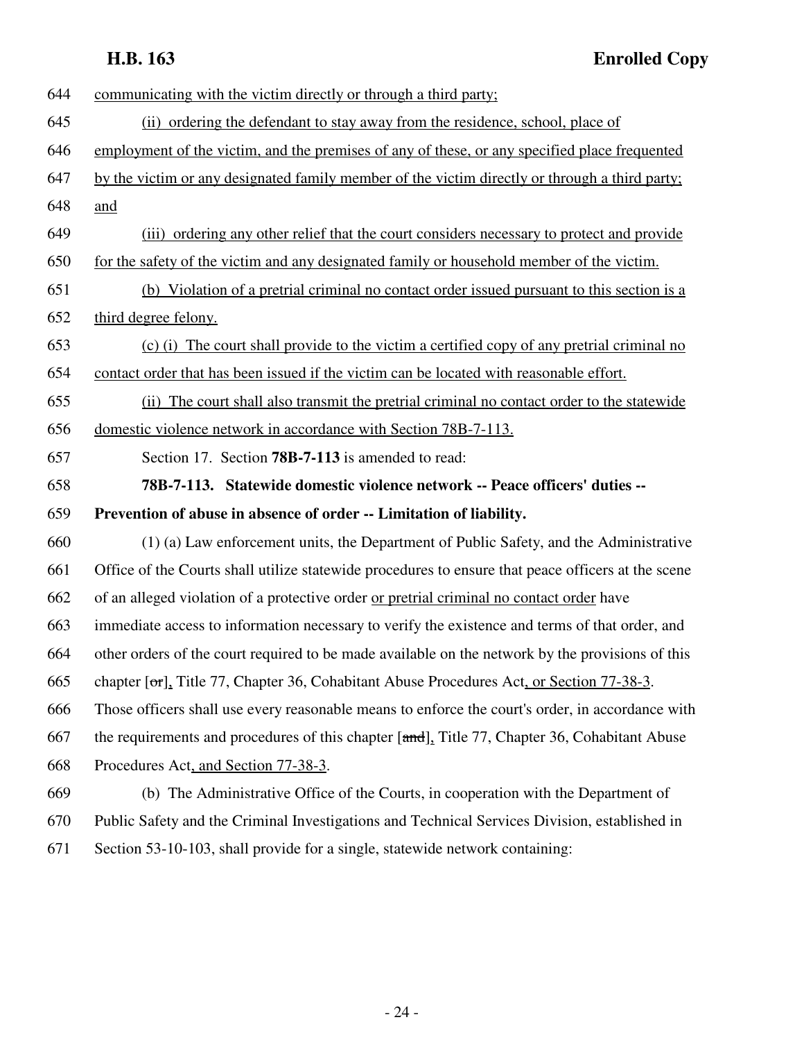644 communicating with the victim directly or through a third party;

645 (ii) ordering the defendant to stay away from the residence, school, place of

646 employment of the victim, and the premises of any of these, or any specified place frequented

647 by the victim or any designated family member of the victim directly or through a third party;

648 and

649 (iii) ordering any other relief that the court considers necessary to protect and provide

650 for the safety of the victim and any designated family or household member of the victim.

651 (b) Violation of a pretrial criminal no contact order issued pursuant to this section is a

652 third degree felony.

653 (c) (i) The court shall provide to the victim a certified copy of any pretrial criminal no

654 contact order that has been issued if the victim can be located with reasonable effort.

655 (ii) The court shall also transmit the pretrial criminal no contact order to the statewide

656 domestic violence network in accordance with Section 78B-7-113.

657 Section 17. Section **78B-7-113** is amended to read:

658 **78B-7-113. Statewide domestic violence network -- Peace officers' duties --**

659 **Prevention of abuse in absence of order -- Limitation of liability.**

660 (1) (a) Law enforcement units, the Department of Public Safety, and the Administrative

661 Office of the Courts shall utilize statewide procedures to ensure that peace officers at the scene

662 of an alleged violation of a protective order or pretrial criminal no contact order have

663 immediate access to information necessary to verify the existence and terms of that order, and

664 other orders of the court required to be made available on the network by the provisions of this

665 chapter [~~or~~], Title 77, Chapter 36, Cohabitant Abuse Procedures Act, or Section 77-38-3.

666 Those officers shall use every reasonable means to enforce the court's order, in accordance with

667 the requirements and procedures of this chapter [~~and~~], Title 77, Chapter 36, Cohabitant Abuse

668 Procedures Act, and Section 77-38-3.

669 (b) The Administrative Office of the Courts, in cooperation with the Department of

670 Public Safety and the Criminal Investigations and Technical Services Division, established in

671 Section 53-10-103, shall provide for a single, statewide network containing: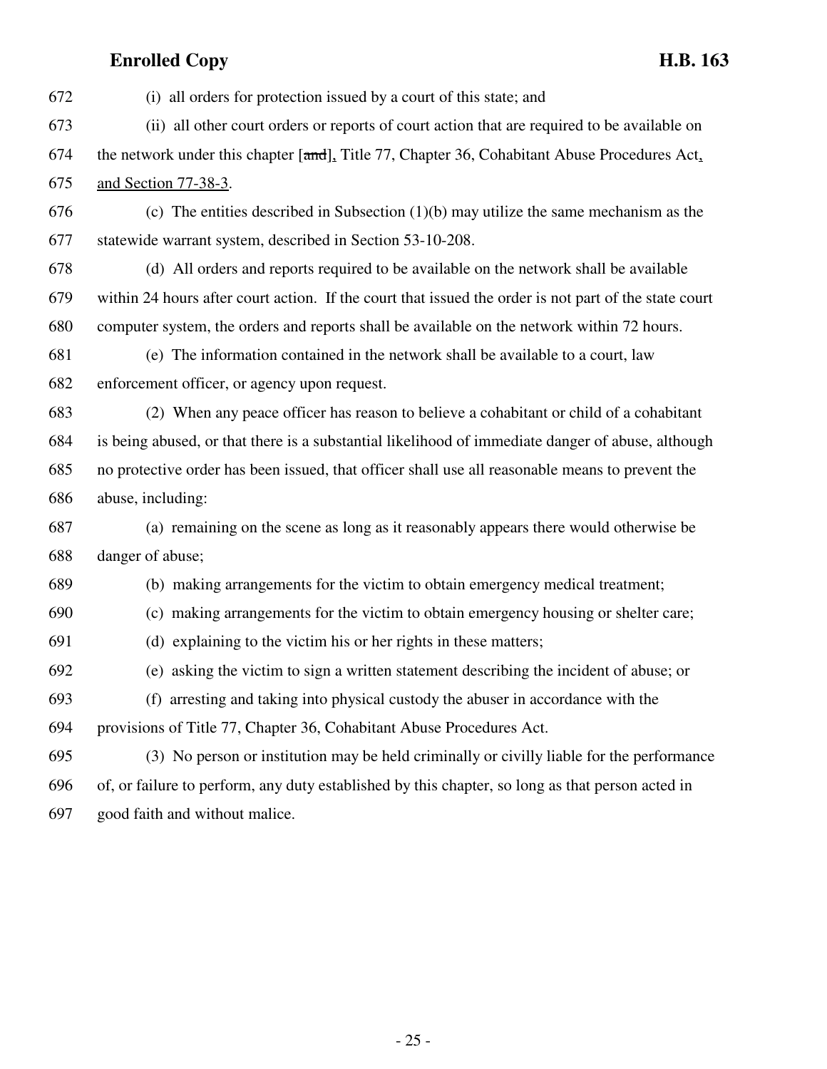(i) all orders for protection issued by a court of this state; and

(ii) all other court orders or reports of court action that are required to be available on the network under this chapter [~~and~~], Title 77, Chapter 36, Cohabitant Abuse Procedures Act, and Section 77-38-3.

(c) The entities described in Subsection (1)(b) may utilize the same mechanism as the statewide warrant system, described in Section 53-10-208.

(d) All orders and reports required to be available on the network shall be available within 24 hours after court action. If the court that issued the order is not part of the state court computer system, the orders and reports shall be available on the network within 72 hours.

(e) The information contained in the network shall be available to a court, law enforcement officer, or agency upon request.

(2) When any peace officer has reason to believe a cohabitant or child of a cohabitant is being abused, or that there is a substantial likelihood of immediate danger of abuse, although no protective order has been issued, that officer shall use all reasonable means to prevent the abuse, including:

(a) remaining on the scene as long as it reasonably appears there would otherwise be danger of abuse;

(b) making arrangements for the victim to obtain emergency medical treatment;

(c) making arrangements for the victim to obtain emergency housing or shelter care;

(d) explaining to the victim his or her rights in these matters;

(e) asking the victim to sign a written statement describing the incident of abuse; or

(f) arresting and taking into physical custody the abuser in accordance with the provisions of Title 77, Chapter 36, Cohabitant Abuse Procedures Act.

(3) No person or institution may be held criminally or civilly liable for the performance of, or failure to perform, any duty established by this chapter, so long as that person acted in good faith and without malice.